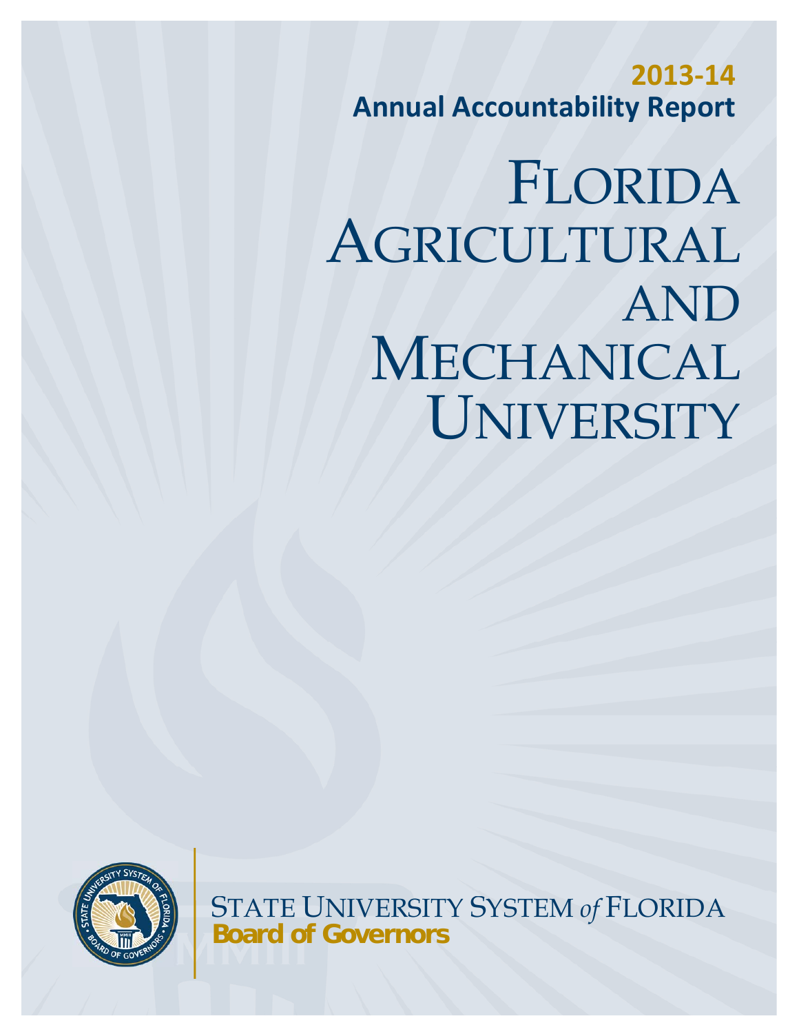**2013-14**

**Annual Accountability Report**

# FLORIDA AGRICULTURAL AND MECHANICAL UNIVERSITY

STATE UNIVERSITY SYSTEM *of* FLORIDA

**Board of Governors**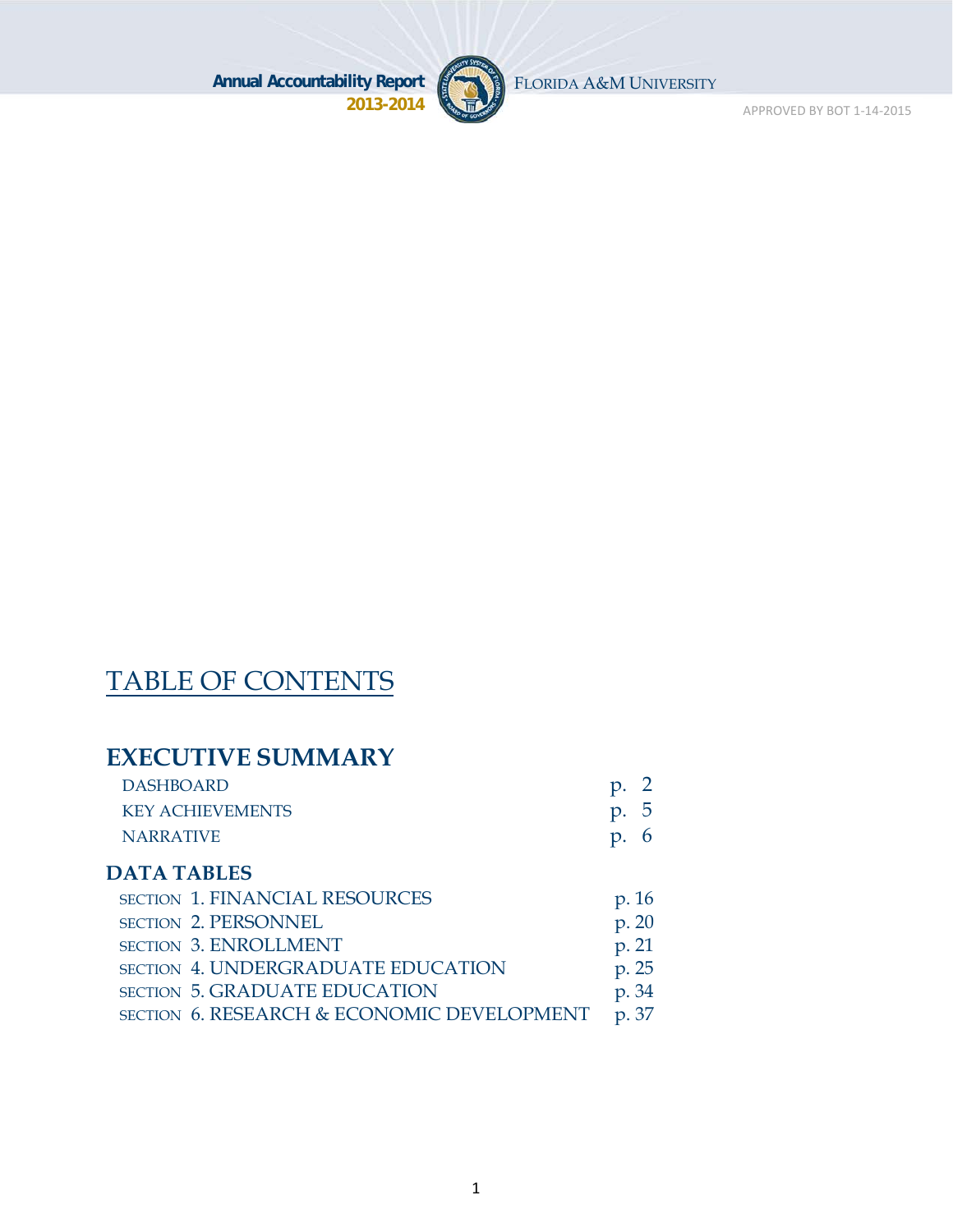Annual Accountability Report 2013-2014

FLORIDA A&M UNIVERSITY

APPROVED BY BOT 1-14-2015

# TABLE OF CONTENTS

## EXECUTIVE SUMMARY

| | |
|---|---|
| DASHBOARD | p. 2 |
| KEY ACHIEVEMENTS | p. 5 |
| NARRATIVE | p. 6 |

## DATA TABLES

| | |
|---|---|
| SECTION 1. FINANCIAL RESOURCES | p. 16 |
| SECTION 2. PERSONNEL | p. 20 |
| SECTION 3. ENROLLMENT | p. 21 |
| SECTION 4. UNDERGRADUATE EDUCATION | p. 25 |
| SECTION 5. GRADUATE EDUCATION | p. 34 |
| SECTION 6. RESEARCH & ECONOMIC DEVELOPMENT | p. 37 |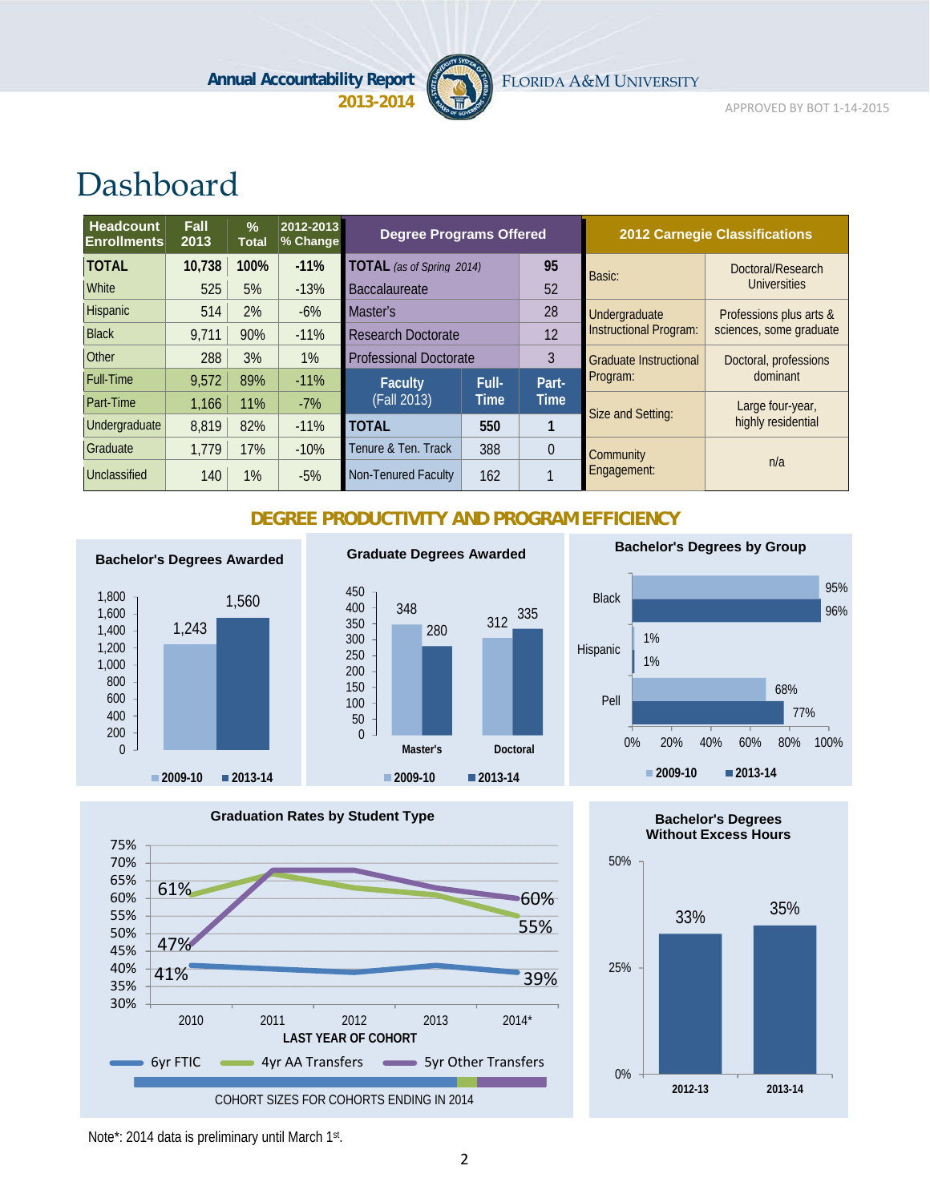# Dashboard

| Headcount Enrollments | Fall 2013 | % Total | 2012-2013 % Change |
|---|---|---|---|
| **TOTAL** | **10,738** | **100%** | **-11%** |
| White | 525 | 5% | -13% |
| Hispanic | 514 | 2% | -6% |
| Black | 9,711 | 90% | -11% |
| Other | 288 | 3% | 1% |
| Full-Time | 9,572 | 89% | -11% |
| Part-Time | 1,166 | 11% | -7% |
| Undergraduate | 8,819 | 82% | -11% |
| Graduate | 1,779 | 17% | -10% |
| Unclassified | 140 | 1% | -5% |

| Degree Programs Offered | |
|---|---|
| **TOTAL** *(as of Spring 2014)* | **95** |
| Baccalaureate | 52 |
| Master's | 28 |
| Research Doctorate | 12 |
| Professional Doctorate | 3 |

| Faculty (Fall 2013) | Full-Time | Part-Time |
|---|---|---|
| **TOTAL** | **550** | **1** |
| Tenure & Ten. Track | 388 | 0 |
| Non-Tenured Faculty | 162 | 1 |

| 2012 Carnegie Classifications | |
|---|---|
| Basic: | Doctoral/Research Universities |
| Undergraduate Instructional Program: | Professions plus arts & sciences, some graduate |
| Graduate Instructional Program: | Doctoral, professions dominant |
| Size and Setting: | Large four-year, highly residential |
| Community Engagement: | n/a |

## DEGREE PRODUCTIVITY AND PROGRAM EFFICIENCY

**Bachelor's Degrees Awarded**

| | 2009-10 | 2013-14 |
|---|---|---|
| Bachelor's | 1,243 | 1,560 |

**Graduate Degrees Awarded**

| | 2009-10 | 2013-14 |
|---|---|---|
| Master's | 348 | 280 |
| Doctoral | 312 | 335 |

**Bachelor's Degrees by Group**

| | 2009-10 | 2013-14 |
|---|---|---|
| Black | 95% | 96% |
| Hispanic | 1% | 1% |
| Pell | 68% | 77% |

**Graduation Rates by Student Type**

| Last Year of Cohort | 6yr FTIC | 4yr AA Transfers | 5yr Other Transfers |
|---|---|---|---|
| 2010 | 41% | 61% | 47% |
| 2014* | 39% | 55% | 60% |

COHORT SIZES FOR COHORTS ENDING IN 2014

**Bachelor's Degrees Without Excess Hours**

| 2012-13 | 2013-14 |
|---|---|
| 33% | 35% |

Note*: 2014 data is preliminary until March 1st.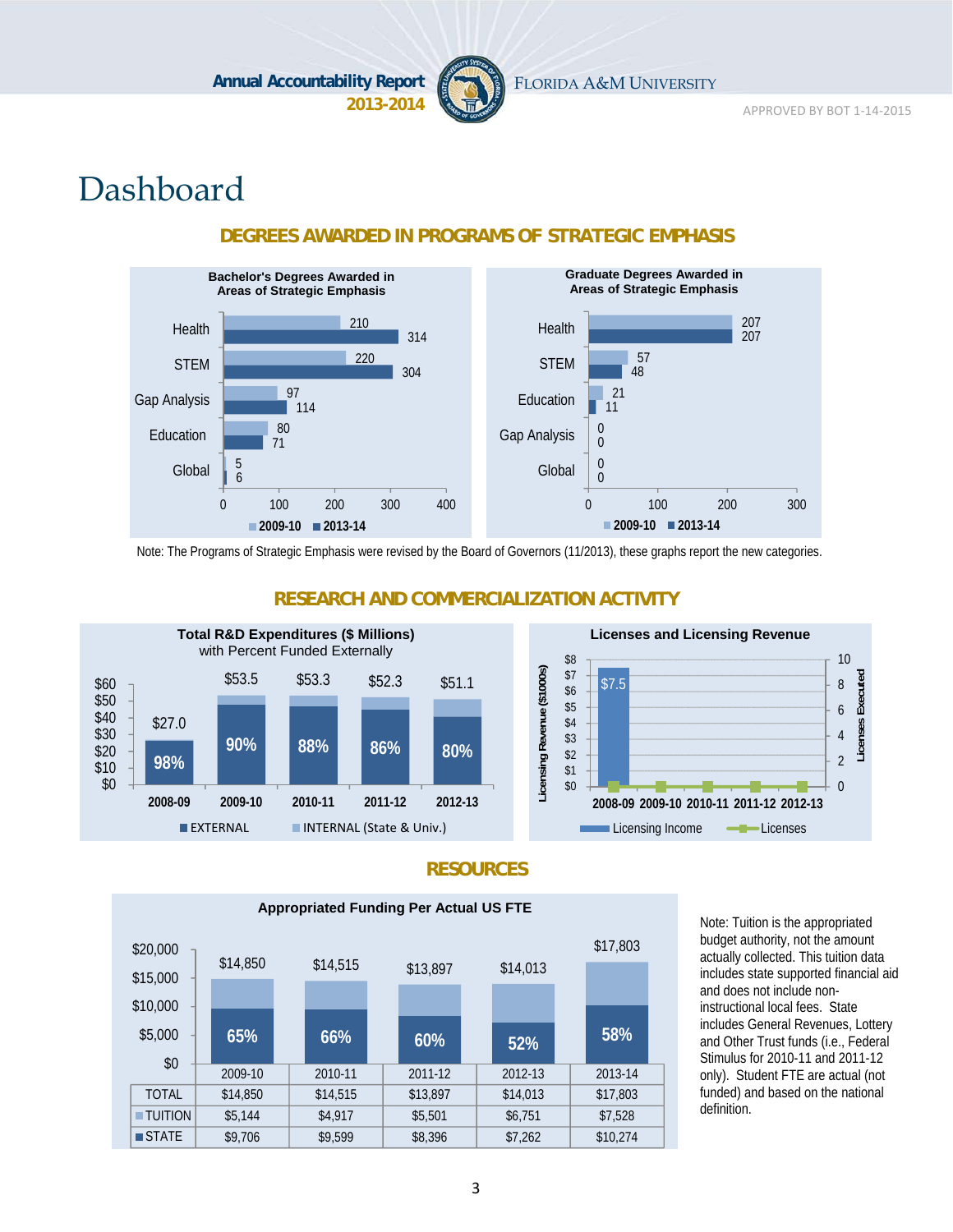# Dashboard

## DEGREES AWARDED IN PROGRAMS OF STRATEGIC EMPHASIS

**Bachelor's Degrees Awarded in Areas of Strategic Emphasis**

| | 2009-10 | 2013-14 |
|---|---|---|
| Health | 210 | 314 |
| STEM | 220 | 304 |
| Gap Analysis | 97 | 114 |
| Education | 80 | 71 |
| Global | 5 | 6 |

**Graduate Degrees Awarded in Areas of Strategic Emphasis**

| | 2009-10 | 2013-14 |
|---|---|---|
| Health | 207 | 207 |
| STEM | 57 | 48 |
| Education | 21 | 11 |
| Gap Analysis | 0 | 0 |
| Global | 0 | 0 |

Note: The Programs of Strategic Emphasis were revised by the Board of Governors (11/2013), these graphs report the new categories.

## RESEARCH AND COMMERCIALIZATION ACTIVITY

**Total R&D Expenditures ($ Millions) with Percent Funded Externally**

| | 2008-09 | 2009-10 | 2010-11 | 2011-12 | 2012-13 |
|---|---|---|---|---|---|
| Total | $27.0 | $53.5 | $53.3 | $52.3 | $51.1 |
| % EXTERNAL | 98% | 90% | 88% | 86% | 80% |

**Licenses and Licensing Revenue**

| | 2008-09 | 2009-10 | 2010-11 | 2011-12 | 2012-13 |
|---|---|---|---|---|---|
| Licensing Income ($1000s) | $7.5 | | | | |
| Licenses | 0 | 0 | 0 | 0 | 0 |

## RESOURCES

**Appropriated Funding Per Actual US FTE**

| | 2009-10 | 2010-11 | 2011-12 | 2012-13 | 2013-14 |
|---|---|---|---|---|---|
| TOTAL | $14,850 | $14,515 | $13,897 | $14,013 | $17,803 |
| TUITION | $5,144 | $4,917 | $5,501 | $6,751 | $7,528 |
| STATE | $9,706 | $9,599 | $8,396 | $7,262 | $10,274 |
| % STATE | 65% | 66% | 60% | 52% | 58% |

Note: Tuition is the appropriated budget authority, not the amount actually collected. This tuition data includes state supported financial aid and does not include non-instructional local fees. State includes General Revenues, Lottery and Other Trust funds (i.e., Federal Stimulus for 2010-11 and 2011-12 only). Student FTE are actual (not funded) and based on the national definition.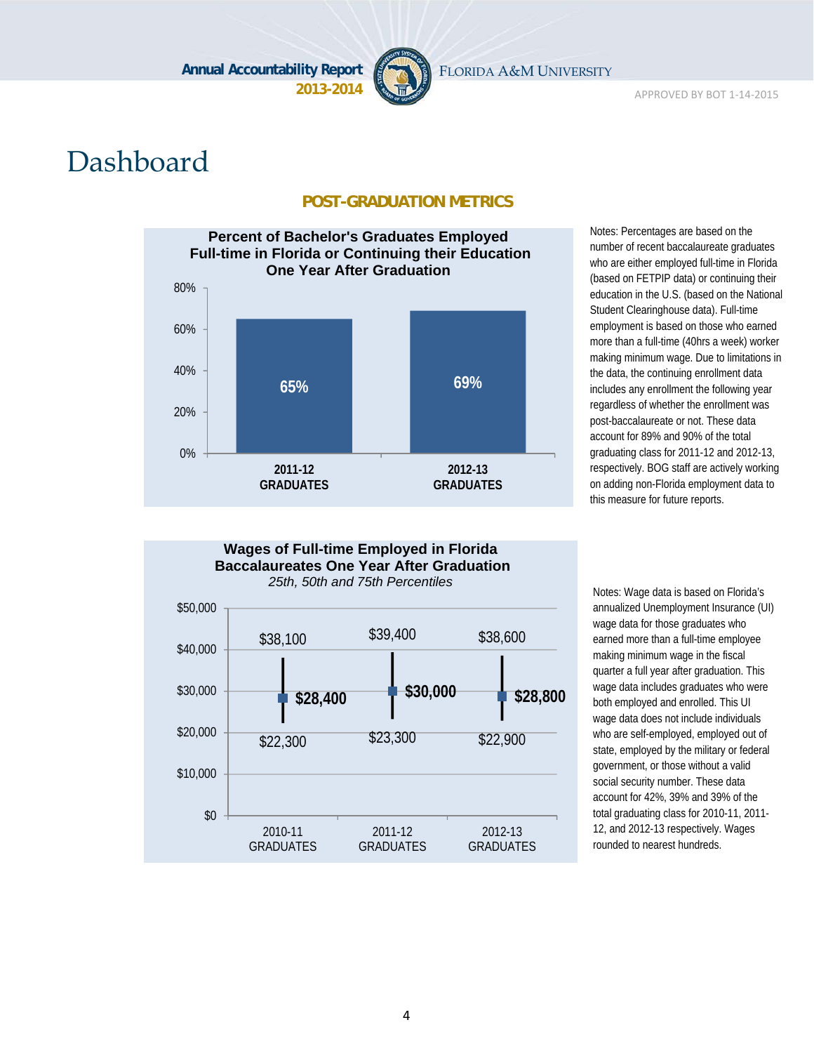# Dashboard

## POST-GRADUATION METRICS

**Percent of Bachelor's Graduates Employed Full-time in Florida or Continuing their Education One Year After Graduation**

| | 2011-12 GRADUATES | 2012-13 GRADUATES |
|---|---|---|
| Percent | 65% | 69% |

Notes: Percentages are based on the number of recent baccalaureate graduates who are either employed full-time in Florida (based on FETPIP data) or continuing their education in the U.S. (based on the National Student Clearinghouse data). Full-time employment is based on those who earned more than a full-time (40hrs a week) worker making minimum wage. Due to limitations in the data, the continuing enrollment data includes any enrollment the following year regardless of whether the enrollment was post-baccalaureate or not. These data account for 89% and 90% of the total graduating class for 2011-12 and 2012-13, respectively. BOG staff are actively working on adding non-Florida employment data to this measure for future reports.

**Wages of Full-time Employed in Florida Baccalaureates One Year After Graduation**

*25th, 50th and 75th Percentiles*

| | 2010-11 GRADUATES | 2011-12 GRADUATES | 2012-13 GRADUATES |
|---|---|---|---|
| 75th Percentile | $38,100 | $39,400 | $38,600 |
| 50th Percentile | $28,400 | $30,000 | $28,800 |
| 25th Percentile | $22,300 | $23,300 | $22,900 |

Notes: Wage data is based on Florida's annualized Unemployment Insurance (UI) wage data for those graduates who earned more than a full-time employee making minimum wage in the fiscal quarter a full year after graduation. This wage data includes graduates who were both employed and enrolled. This UI wage data does not include individuals who are self-employed, employed out of state, employed by the military or federal government, or those without a valid social security number. These data account for 42%, 39% and 39% of the total graduating class for 2010-11, 2011-12, and 2012-13 respectively. Wages rounded to nearest hundreds.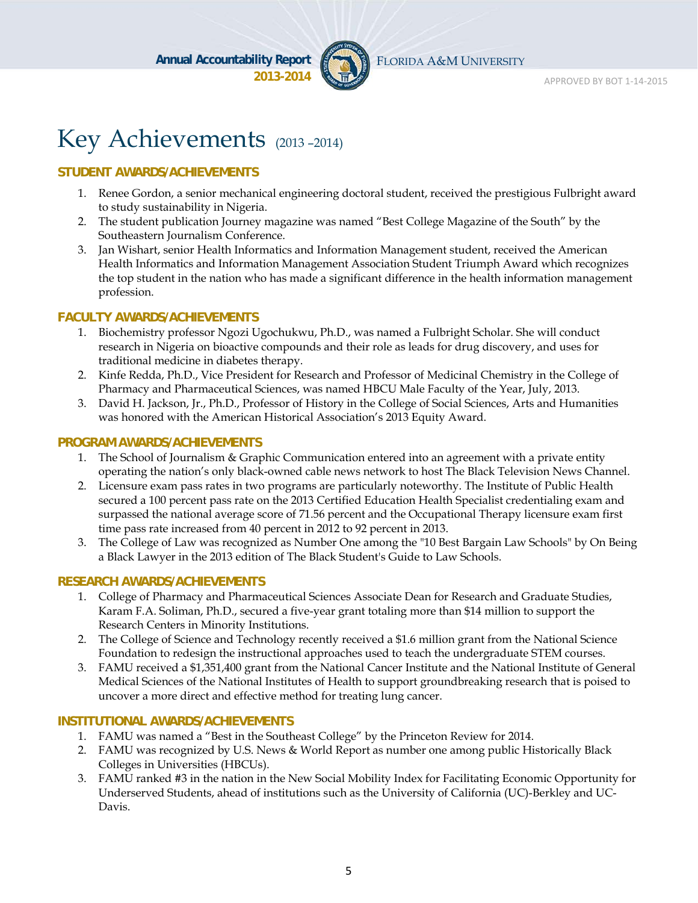# Key Achievements (2013 –2014)

## STUDENT AWARDS/ACHIEVEMENTS

1. Renee Gordon, a senior mechanical engineering doctoral student, received the prestigious Fulbright award to study sustainability in Nigeria.
2. The student publication Journey magazine was named "Best College Magazine of the South" by the Southeastern Journalism Conference.
3. Jan Wishart, senior Health Informatics and Information Management student, received the American Health Informatics and Information Management Association Student Triumph Award which recognizes the top student in the nation who has made a significant difference in the health information management profession.

## FACULTY AWARDS/ACHIEVEMENTS

1. Biochemistry professor Ngozi Ugochukwu, Ph.D., was named a Fulbright Scholar. She will conduct research in Nigeria on bioactive compounds and their role as leads for drug discovery, and uses for traditional medicine in diabetes therapy.
2. Kinfe Redda, Ph.D., Vice President for Research and Professor of Medicinal Chemistry in the College of Pharmacy and Pharmaceutical Sciences, was named HBCU Male Faculty of the Year, July, 2013.
3. David H. Jackson, Jr., Ph.D., Professor of History in the College of Social Sciences, Arts and Humanities was honored with the American Historical Association's 2013 Equity Award.

## PROGRAM AWARDS/ACHIEVEMENTS

1. The School of Journalism & Graphic Communication entered into an agreement with a private entity operating the nation's only black-owned cable news network to host The Black Television News Channel.
2. Licensure exam pass rates in two programs are particularly noteworthy. The Institute of Public Health secured a 100 percent pass rate on the 2013 Certified Education Health Specialist credentialing exam and surpassed the national average score of 71.56 percent and the Occupational Therapy licensure exam first time pass rate increased from 40 percent in 2012 to 92 percent in 2013.
3. The College of Law was recognized as Number One among the "10 Best Bargain Law Schools" by On Being a Black Lawyer in the 2013 edition of The Black Student's Guide to Law Schools.

## RESEARCH AWARDS/ACHIEVEMENTS

1. College of Pharmacy and Pharmaceutical Sciences Associate Dean for Research and Graduate Studies, Karam F.A. Soliman, Ph.D., secured a five-year grant totaling more than $14 million to support the Research Centers in Minority Institutions.
2. The College of Science and Technology recently received a $1.6 million grant from the National Science Foundation to redesign the instructional approaches used to teach the undergraduate STEM courses.
3. FAMU received a $1,351,400 grant from the National Cancer Institute and the National Institute of General Medical Sciences of the National Institutes of Health to support groundbreaking research that is poised to uncover a more direct and effective method for treating lung cancer.

## INSTITUTIONAL AWARDS/ACHIEVEMENTS

1. FAMU was named a "Best in the Southeast College" by the Princeton Review for 2014.
2. FAMU was recognized by U.S. News & World Report as number one among public Historically Black Colleges in Universities (HBCUs).
3. FAMU ranked #3 in the nation in the New Social Mobility Index for Facilitating Economic Opportunity for Underserved Students, ahead of institutions such as the University of California (UC)-Berkley and UC-Davis.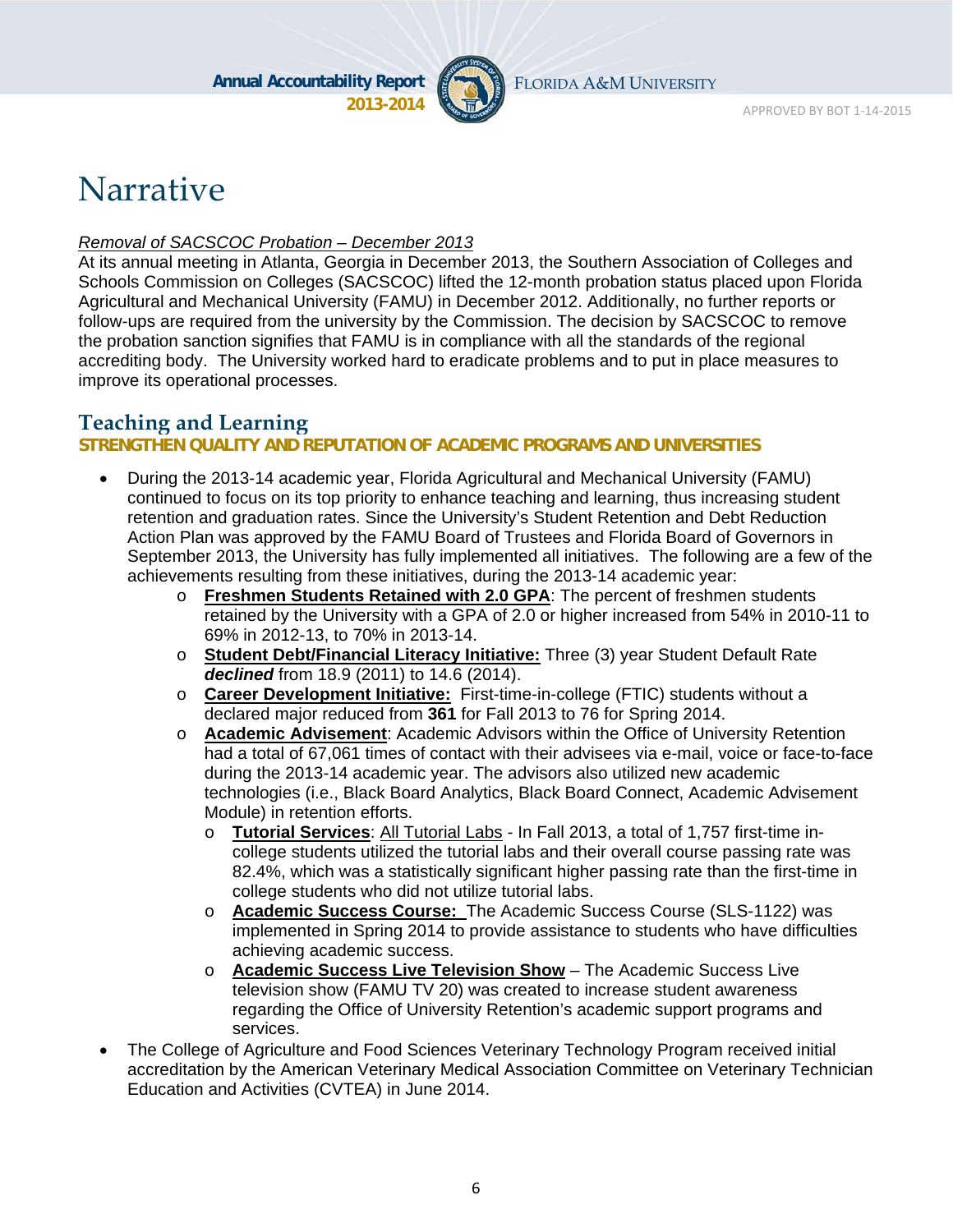# Narrative

*Removal of SACSCOC Probation – December 2013*

At its annual meeting in Atlanta, Georgia in December 2013, the Southern Association of Colleges and Schools Commission on Colleges (SACSCOC) lifted the 12-month probation status placed upon Florida Agricultural and Mechanical University (FAMU) in December 2012. Additionally, no further reports or follow-ups are required from the university by the Commission. The decision by SACSCOC to remove the probation sanction signifies that FAMU is in compliance with all the standards of the regional accrediting body. The University worked hard to eradicate problems and to put in place measures to improve its operational processes.

## Teaching and Learning

### STRENGTHEN QUALITY AND REPUTATION OF ACADEMIC PROGRAMS AND UNIVERSITIES

- During the 2013-14 academic year, Florida Agricultural and Mechanical University (FAMU) continued to focus on its top priority to enhance teaching and learning, thus increasing student retention and graduation rates. Since the University's Student Retention and Debt Reduction Action Plan was approved by the FAMU Board of Trustees and Florida Board of Governors in September 2013, the University has fully implemented all initiatives. The following are a few of the achievements resulting from these initiatives, during the 2013-14 academic year:
  - **Freshmen Students Retained with 2.0 GPA**: The percent of freshmen students retained by the University with a GPA of 2.0 or higher increased from 54% in 2010-11 to 69% in 2012-13, to 70% in 2013-14.
  - **Student Debt/Financial Literacy Initiative:** Three (3) year Student Default Rate ***declined*** from 18.9 (2011) to 14.6 (2014).
  - **Career Development Initiative:** First-time-in-college (FTIC) students without a declared major reduced from **361** for Fall 2013 to 76 for Spring 2014.
  - **Academic Advisement**: Academic Advisors within the Office of University Retention had a total of 67,061 times of contact with their advisees via e-mail, voice or face-to-face during the 2013-14 academic year. The advisors also utilized new academic technologies (i.e., Black Board Analytics, Black Board Connect, Academic Advisement Module) in retention efforts.
    - **Tutorial Services**: All Tutorial Labs - In Fall 2013, a total of 1,757 first-time in-college students utilized the tutorial labs and their overall course passing rate was 82.4%, which was a statistically significant higher passing rate than the first-time in college students who did not utilize tutorial labs.
    - **Academic Success Course:** The Academic Success Course (SLS-1122) was implemented in Spring 2014 to provide assistance to students who have difficulties achieving academic success.
    - **Academic Success Live Television Show** – The Academic Success Live television show (FAMU TV 20) was created to increase student awareness regarding the Office of University Retention's academic support programs and services.
- The College of Agriculture and Food Sciences Veterinary Technology Program received initial accreditation by the American Veterinary Medical Association Committee on Veterinary Technician Education and Activities (CVTEA) in June 2014.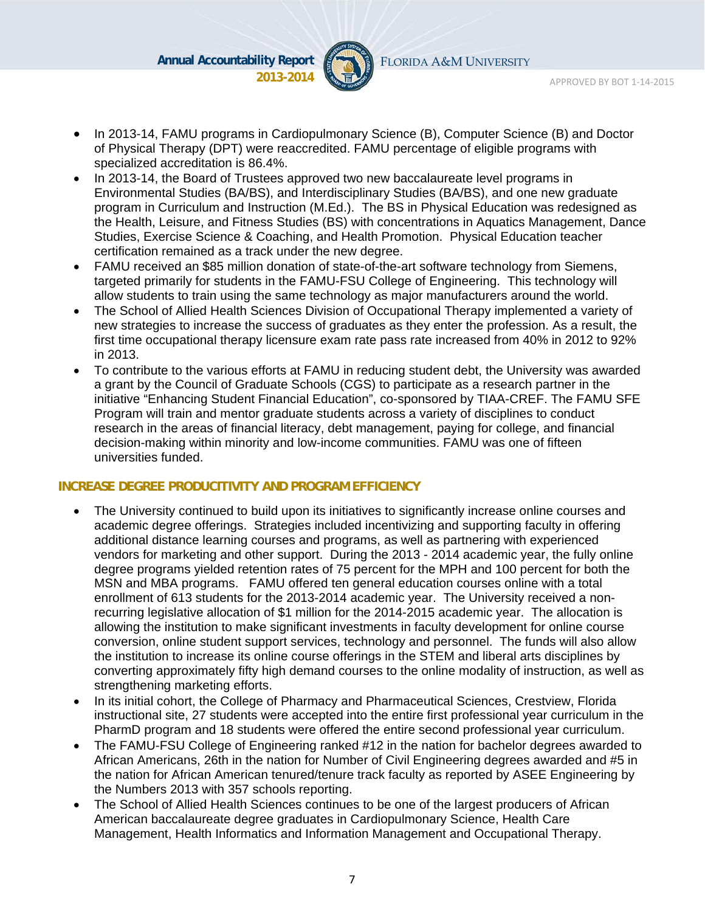- In 2013-14, FAMU programs in Cardiopulmonary Science (B), Computer Science (B) and Doctor of Physical Therapy (DPT) were reaccredited. FAMU percentage of eligible programs with specialized accreditation is 86.4%.
- In 2013-14, the Board of Trustees approved two new baccalaureate level programs in Environmental Studies (BA/BS), and Interdisciplinary Studies (BA/BS), and one new graduate program in Curriculum and Instruction (M.Ed.). The BS in Physical Education was redesigned as the Health, Leisure, and Fitness Studies (BS) with concentrations in Aquatics Management, Dance Studies, Exercise Science & Coaching, and Health Promotion. Physical Education teacher certification remained as a track under the new degree.
- FAMU received an $85 million donation of state-of-the-art software technology from Siemens, targeted primarily for students in the FAMU-FSU College of Engineering. This technology will allow students to train using the same technology as major manufacturers around the world.
- The School of Allied Health Sciences Division of Occupational Therapy implemented a variety of new strategies to increase the success of graduates as they enter the profession. As a result, the first time occupational therapy licensure exam rate pass rate increased from 40% in 2012 to 92% in 2013.
- To contribute to the various efforts at FAMU in reducing student debt, the University was awarded a grant by the Council of Graduate Schools (CGS) to participate as a research partner in the initiative "Enhancing Student Financial Education", co-sponsored by TIAA-CREF. The FAMU SFE Program will train and mentor graduate students across a variety of disciplines to conduct research in the areas of financial literacy, debt management, paying for college, and financial decision-making within minority and low-income communities. FAMU was one of fifteen universities funded.

### INCREASE DEGREE PRODUCITIVITY AND PROGRAM EFFICIENCY

- The University continued to build upon its initiatives to significantly increase online courses and academic degree offerings. Strategies included incentivizing and supporting faculty in offering additional distance learning courses and programs, as well as partnering with experienced vendors for marketing and other support. During the 2013 - 2014 academic year, the fully online degree programs yielded retention rates of 75 percent for the MPH and 100 percent for both the MSN and MBA programs. FAMU offered ten general education courses online with a total enrollment of 613 students for the 2013-2014 academic year. The University received a non-recurring legislative allocation of $1 million for the 2014-2015 academic year. The allocation is allowing the institution to make significant investments in faculty development for online course conversion, online student support services, technology and personnel. The funds will also allow the institution to increase its online course offerings in the STEM and liberal arts disciplines by converting approximately fifty high demand courses to the online modality of instruction, as well as strengthening marketing efforts.
- In its initial cohort, the College of Pharmacy and Pharmaceutical Sciences, Crestview, Florida instructional site, 27 students were accepted into the entire first professional year curriculum in the PharmD program and 18 students were offered the entire second professional year curriculum.
- The FAMU-FSU College of Engineering ranked #12 in the nation for bachelor degrees awarded to African Americans, 26th in the nation for Number of Civil Engineering degrees awarded and #5 in the nation for African American tenured/tenure track faculty as reported by ASEE Engineering by the Numbers 2013 with 357 schools reporting.
- The School of Allied Health Sciences continues to be one of the largest producers of African American baccalaureate degree graduates in Cardiopulmonary Science, Health Care Management, Health Informatics and Information Management and Occupational Therapy.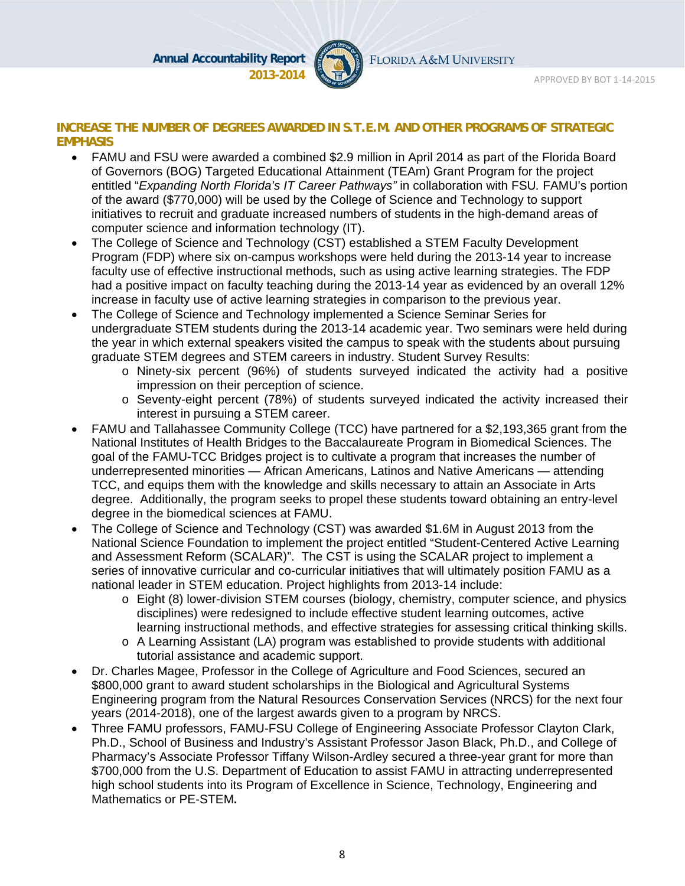## INCREASE THE NUMBER OF DEGREES AWARDED IN S.T.E.M. AND OTHER PROGRAMS OF STRATEGIC EMPHASIS

- FAMU and FSU were awarded a combined $2.9 million in April 2014 as part of the Florida Board of Governors (BOG) Targeted Educational Attainment (TEAm) Grant Program for the project entitled "*Expanding North Florida's IT Career Pathways"* in collaboration with FSU*.* FAMU's portion of the award ($770,000) will be used by the College of Science and Technology to support initiatives to recruit and graduate increased numbers of students in the high-demand areas of computer science and information technology (IT).
- The College of Science and Technology (CST) established a STEM Faculty Development Program (FDP) where six on-campus workshops were held during the 2013-14 year to increase faculty use of effective instructional methods, such as using active learning strategies. The FDP had a positive impact on faculty teaching during the 2013-14 year as evidenced by an overall 12% increase in faculty use of active learning strategies in comparison to the previous year.
- The College of Science and Technology implemented a Science Seminar Series for undergraduate STEM students during the 2013-14 academic year. Two seminars were held during the year in which external speakers visited the campus to speak with the students about pursuing graduate STEM degrees and STEM careers in industry. Student Survey Results:
  - Ninety-six percent (96%) of students surveyed indicated the activity had a positive impression on their perception of science.
  - Seventy-eight percent (78%) of students surveyed indicated the activity increased their interest in pursuing a STEM career.
- FAMU and Tallahassee Community College (TCC) have partnered for a $2,193,365 grant from the National Institutes of Health Bridges to the Baccalaureate Program in Biomedical Sciences. The goal of the FAMU-TCC Bridges project is to cultivate a program that increases the number of underrepresented minorities — African Americans, Latinos and Native Americans — attending TCC, and equips them with the knowledge and skills necessary to attain an Associate in Arts degree. Additionally, the program seeks to propel these students toward obtaining an entry-level degree in the biomedical sciences at FAMU.
- The College of Science and Technology (CST) was awarded $1.6M in August 2013 from the National Science Foundation to implement the project entitled "Student-Centered Active Learning and Assessment Reform (SCALAR)". The CST is using the SCALAR project to implement a series of innovative curricular and co-curricular initiatives that will ultimately position FAMU as a national leader in STEM education. Project highlights from 2013-14 include:
  - Eight (8) lower-division STEM courses (biology, chemistry, computer science, and physics disciplines) were redesigned to include effective student learning outcomes, active learning instructional methods, and effective strategies for assessing critical thinking skills.
  - A Learning Assistant (LA) program was established to provide students with additional tutorial assistance and academic support.
- Dr. Charles Magee, Professor in the College of Agriculture and Food Sciences, secured an $800,000 grant to award student scholarships in the Biological and Agricultural Systems Engineering program from the Natural Resources Conservation Services (NRCS) for the next four years (2014-2018), one of the largest awards given to a program by NRCS.
- Three FAMU professors, FAMU-FSU College of Engineering Associate Professor Clayton Clark, Ph.D., School of Business and Industry's Assistant Professor Jason Black, Ph.D., and College of Pharmacy's Associate Professor Tiffany Wilson-Ardley secured a three-year grant for more than $700,000 from the U.S. Department of Education to assist FAMU in attracting underrepresented high school students into its Program of Excellence in Science, Technology, Engineering and Mathematics or PE-STEM**.**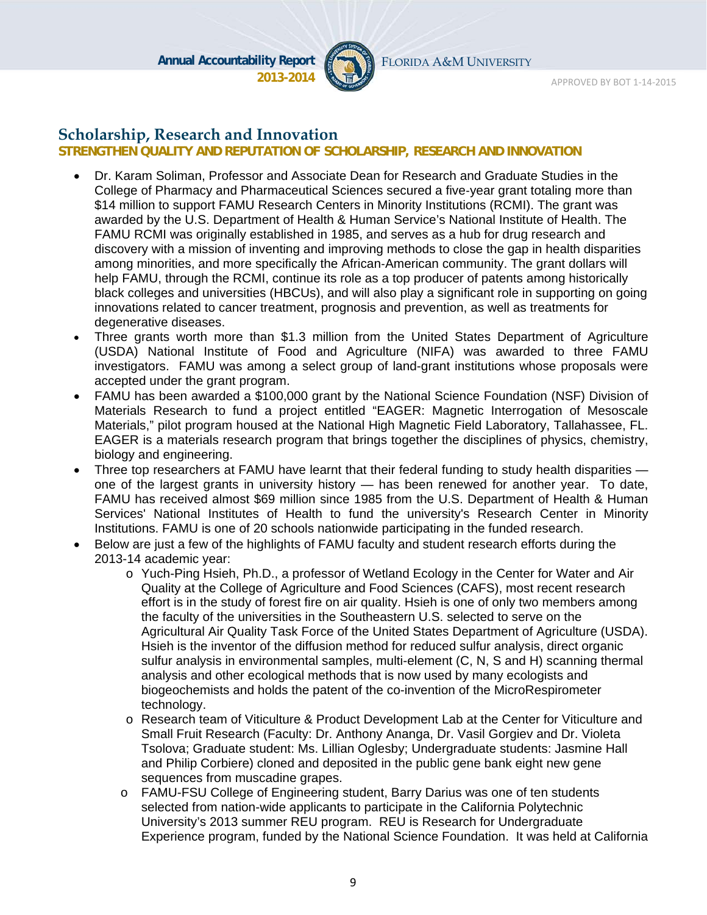## Scholarship, Research and Innovation

**STRENGTHEN QUALITY AND REPUTATION OF SCHOLARSHIP, RESEARCH AND INNOVATION**

- Dr. Karam Soliman, Professor and Associate Dean for Research and Graduate Studies in the College of Pharmacy and Pharmaceutical Sciences secured a five-year grant totaling more than $14 million to support FAMU Research Centers in Minority Institutions (RCMI). The grant was awarded by the U.S. Department of Health & Human Service's National Institute of Health. The FAMU RCMI was originally established in 1985, and serves as a hub for drug research and discovery with a mission of inventing and improving methods to close the gap in health disparities among minorities, and more specifically the African-American community. The grant dollars will help FAMU, through the RCMI, continue its role as a top producer of patents among historically black colleges and universities (HBCUs), and will also play a significant role in supporting on going innovations related to cancer treatment, prognosis and prevention, as well as treatments for degenerative diseases.
- Three grants worth more than $1.3 million from the United States Department of Agriculture (USDA) National Institute of Food and Agriculture (NIFA) was awarded to three FAMU investigators. FAMU was among a select group of land-grant institutions whose proposals were accepted under the grant program.
- FAMU has been awarded a $100,000 grant by the National Science Foundation (NSF) Division of Materials Research to fund a project entitled "EAGER: Magnetic Interrogation of Mesoscale Materials," pilot program housed at the National High Magnetic Field Laboratory, Tallahassee, FL. EAGER is a materials research program that brings together the disciplines of physics, chemistry, biology and engineering.
- Three top researchers at FAMU have learnt that their federal funding to study health disparities — one of the largest grants in university history — has been renewed for another year. To date, FAMU has received almost $69 million since 1985 from the U.S. Department of Health & Human Services' National Institutes of Health to fund the university's Research Center in Minority Institutions. FAMU is one of 20 schools nationwide participating in the funded research.
- Below are just a few of the highlights of FAMU faculty and student research efforts during the 2013-14 academic year:
  - Yuch-Ping Hsieh, Ph.D., a professor of Wetland Ecology in the Center for Water and Air Quality at the College of Agriculture and Food Sciences (CAFS), most recent research effort is in the study of forest fire on air quality. Hsieh is one of only two members among the faculty of the universities in the Southeastern U.S. selected to serve on the Agricultural Air Quality Task Force of the United States Department of Agriculture (USDA). Hsieh is the inventor of the diffusion method for reduced sulfur analysis, direct organic sulfur analysis in environmental samples, multi-element (C, N, S and H) scanning thermal analysis and other ecological methods that is now used by many ecologists and biogeochemists and holds the patent of the co-invention of the MicroRespirometer technology.
  - Research team of Viticulture & Product Development Lab at the Center for Viticulture and Small Fruit Research (Faculty: Dr. Anthony Ananga, Dr. Vasil Gorgiev and Dr. Violeta Tsolova; Graduate student: Ms. Lillian Oglesby; Undergraduate students: Jasmine Hall and Philip Corbiere) cloned and deposited in the public gene bank eight new gene sequences from muscadine grapes.
  - FAMU-FSU College of Engineering student, Barry Darius was one of ten students selected from nation-wide applicants to participate in the California Polytechnic University's 2013 summer REU program. REU is Research for Undergraduate Experience program, funded by the National Science Foundation. It was held at California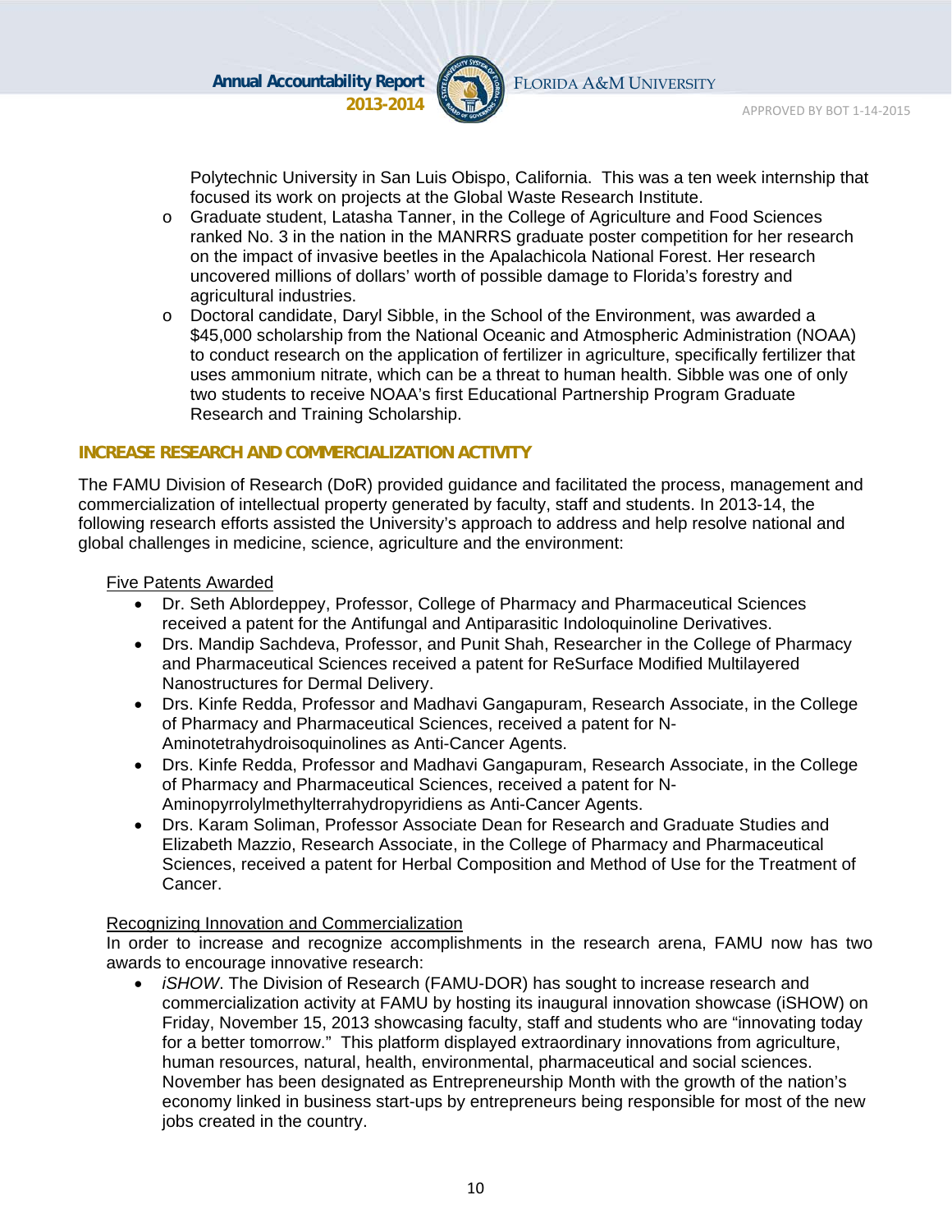Polytechnic University in San Luis Obispo, California. This was a ten week internship that focused its work on projects at the Global Waste Research Institute.

- Graduate student, Latasha Tanner, in the College of Agriculture and Food Sciences ranked No. 3 in the nation in the MANRRS graduate poster competition for her research on the impact of invasive beetles in the Apalachicola National Forest. Her research uncovered millions of dollars' worth of possible damage to Florida's forestry and agricultural industries.
- Doctoral candidate, Daryl Sibble, in the School of the Environment, was awarded a $45,000 scholarship from the National Oceanic and Atmospheric Administration (NOAA) to conduct research on the application of fertilizer in agriculture, specifically fertilizer that uses ammonium nitrate, which can be a threat to human health. Sibble was one of only two students to receive NOAA's first Educational Partnership Program Graduate Research and Training Scholarship.

### INCREASE RESEARCH AND COMMERCIALIZATION ACTIVITY

The FAMU Division of Research (DoR) provided guidance and facilitated the process, management and commercialization of intellectual property generated by faculty, staff and students. In 2013-14, the following research efforts assisted the University's approach to address and help resolve national and global challenges in medicine, science, agriculture and the environment:

<u>Five Patents Awarded</u>

- Dr. Seth Ablordeppey, Professor, College of Pharmacy and Pharmaceutical Sciences received a patent for the Antifungal and Antiparasitic Indoloquinoline Derivatives.
- Drs. Mandip Sachdeva, Professor, and Punit Shah, Researcher in the College of Pharmacy and Pharmaceutical Sciences received a patent for ReSurface Modified Multilayered Nanostructures for Dermal Delivery.
- Drs. Kinfe Redda, Professor and Madhavi Gangapuram, Research Associate, in the College of Pharmacy and Pharmaceutical Sciences, received a patent for N-Aminotetrahydroisoquinolines as Anti-Cancer Agents.
- Drs. Kinfe Redda, Professor and Madhavi Gangapuram, Research Associate, in the College of Pharmacy and Pharmaceutical Sciences, received a patent for N-Aminopyrrolylmethylterrahydropyridiens as Anti-Cancer Agents.
- Drs. Karam Soliman, Professor Associate Dean for Research and Graduate Studies and Elizabeth Mazzio, Research Associate, in the College of Pharmacy and Pharmaceutical Sciences, received a patent for Herbal Composition and Method of Use for the Treatment of Cancer.

<u>Recognizing Innovation and Commercialization</u>

In order to increase and recognize accomplishments in the research arena, FAMU now has two awards to encourage innovative research:

- *iSHOW*. The Division of Research (FAMU-DOR) has sought to increase research and commercialization activity at FAMU by hosting its inaugural innovation showcase (iSHOW) on Friday, November 15, 2013 showcasing faculty, staff and students who are "innovating today for a better tomorrow." This platform displayed extraordinary innovations from agriculture, human resources, natural, health, environmental, pharmaceutical and social sciences. November has been designated as Entrepreneurship Month with the growth of the nation's economy linked in business start-ups by entrepreneurs being responsible for most of the new jobs created in the country.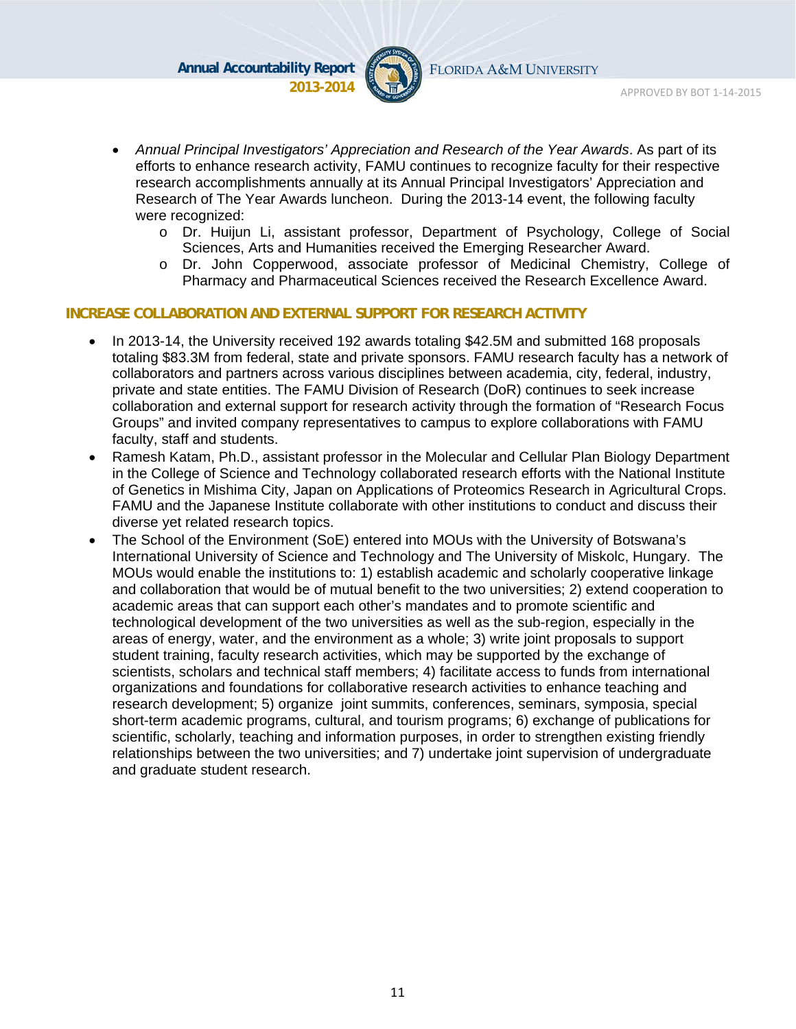- *Annual Principal Investigators' Appreciation and Research of the Year Awards*. As part of its efforts to enhance research activity, FAMU continues to recognize faculty for their respective research accomplishments annually at its Annual Principal Investigators' Appreciation and Research of The Year Awards luncheon. During the 2013-14 event, the following faculty were recognized:
  - Dr. Huijun Li, assistant professor, Department of Psychology, College of Social Sciences, Arts and Humanities received the Emerging Researcher Award.
  - Dr. John Copperwood, associate professor of Medicinal Chemistry, College of Pharmacy and Pharmaceutical Sciences received the Research Excellence Award.

## INCREASE COLLABORATION AND EXTERNAL SUPPORT FOR RESEARCH ACTIVITY

- In 2013-14, the University received 192 awards totaling $42.5M and submitted 168 proposals totaling $83.3M from federal, state and private sponsors. FAMU research faculty has a network of collaborators and partners across various disciplines between academia, city, federal, industry, private and state entities. The FAMU Division of Research (DoR) continues to seek increase collaboration and external support for research activity through the formation of "Research Focus Groups" and invited company representatives to campus to explore collaborations with FAMU faculty, staff and students.
- Ramesh Katam, Ph.D., assistant professor in the Molecular and Cellular Plan Biology Department in the College of Science and Technology collaborated research efforts with the National Institute of Genetics in Mishima City, Japan on Applications of Proteomics Research in Agricultural Crops. FAMU and the Japanese Institute collaborate with other institutions to conduct and discuss their diverse yet related research topics.
- The School of the Environment (SoE) entered into MOUs with the University of Botswana's International University of Science and Technology and The University of Miskolc, Hungary. The MOUs would enable the institutions to: 1) establish academic and scholarly cooperative linkage and collaboration that would be of mutual benefit to the two universities; 2) extend cooperation to academic areas that can support each other's mandates and to promote scientific and technological development of the two universities as well as the sub-region, especially in the areas of energy, water, and the environment as a whole; 3) write joint proposals to support student training, faculty research activities, which may be supported by the exchange of scientists, scholars and technical staff members; 4) facilitate access to funds from international organizations and foundations for collaborative research activities to enhance teaching and research development; 5) organize joint summits, conferences, seminars, symposia, special short-term academic programs, cultural, and tourism programs; 6) exchange of publications for scientific, scholarly, teaching and information purposes, in order to strengthen existing friendly relationships between the two universities; and 7) undertake joint supervision of undergraduate and graduate student research.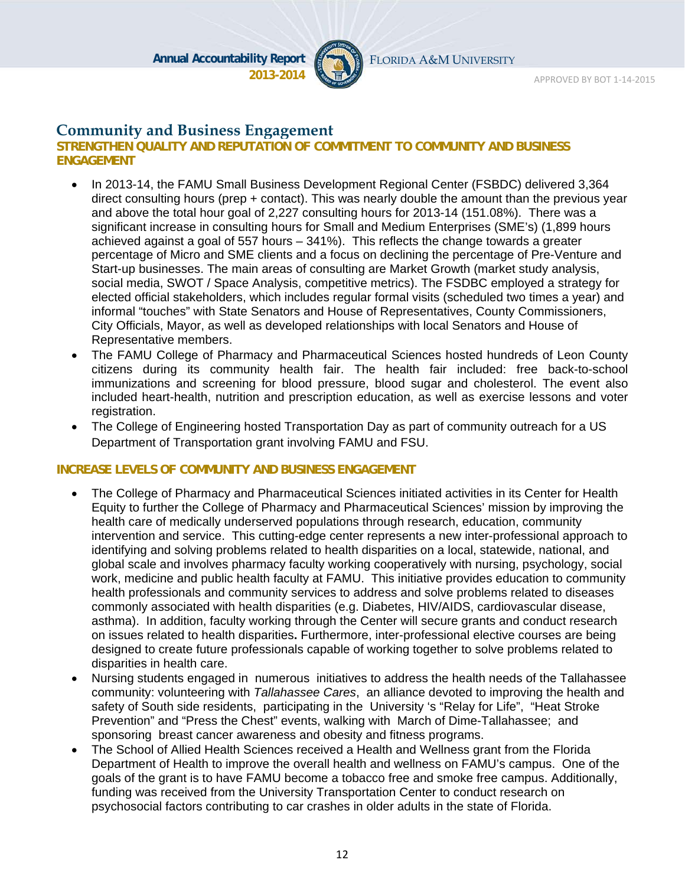## Community and Business Engagement

### STRENGTHEN QUALITY AND REPUTATION OF COMMITMENT TO COMMUNITY AND BUSINESS ENGAGEMENT

- In 2013-14, the FAMU Small Business Development Regional Center (FSBDC) delivered 3,364 direct consulting hours (prep + contact). This was nearly double the amount than the previous year and above the total hour goal of 2,227 consulting hours for 2013-14 (151.08%). There was a significant increase in consulting hours for Small and Medium Enterprises (SME's) (1,899 hours achieved against a goal of 557 hours – 341%). This reflects the change towards a greater percentage of Micro and SME clients and a focus on declining the percentage of Pre-Venture and Start-up businesses. The main areas of consulting are Market Growth (market study analysis, social media, SWOT / Space Analysis, competitive metrics). The FSDBC employed a strategy for elected official stakeholders, which includes regular formal visits (scheduled two times a year) and informal "touches" with State Senators and House of Representatives, County Commissioners, City Officials, Mayor, as well as developed relationships with local Senators and House of Representative members.
- The FAMU College of Pharmacy and Pharmaceutical Sciences hosted hundreds of Leon County citizens during its community health fair. The health fair included: free back-to-school immunizations and screening for blood pressure, blood sugar and cholesterol. The event also included heart-health, nutrition and prescription education, as well as exercise lessons and voter registration.
- The College of Engineering hosted Transportation Day as part of community outreach for a US Department of Transportation grant involving FAMU and FSU.

### INCREASE LEVELS OF COMMUNITY AND BUSINESS ENGAGEMENT

- The College of Pharmacy and Pharmaceutical Sciences initiated activities in its Center for Health Equity to further the College of Pharmacy and Pharmaceutical Sciences' mission by improving the health care of medically underserved populations through research, education, community intervention and service. This cutting-edge center represents a new inter-professional approach to identifying and solving problems related to health disparities on a local, statewide, national, and global scale and involves pharmacy faculty working cooperatively with nursing, psychology, social work, medicine and public health faculty at FAMU. This initiative provides education to community health professionals and community services to address and solve problems related to diseases commonly associated with health disparities (e.g. Diabetes, HIV/AIDS, cardiovascular disease, asthma). In addition, faculty working through the Center will secure grants and conduct research on issues related to health disparities**.** Furthermore, inter-professional elective courses are being designed to create future professionals capable of working together to solve problems related to disparities in health care.
- Nursing students engaged in numerous initiatives to address the health needs of the Tallahassee community: volunteering with *Tallahassee Cares*, an alliance devoted to improving the health and safety of South side residents, participating in the University 's "Relay for Life", "Heat Stroke Prevention" and "Press the Chest" events, walking with March of Dime-Tallahassee; and sponsoring breast cancer awareness and obesity and fitness programs.
- The School of Allied Health Sciences received a Health and Wellness grant from the Florida Department of Health to improve the overall health and wellness on FAMU's campus. One of the goals of the grant is to have FAMU become a tobacco free and smoke free campus. Additionally, funding was received from the University Transportation Center to conduct research on psychosocial factors contributing to car crashes in older adults in the state of Florida.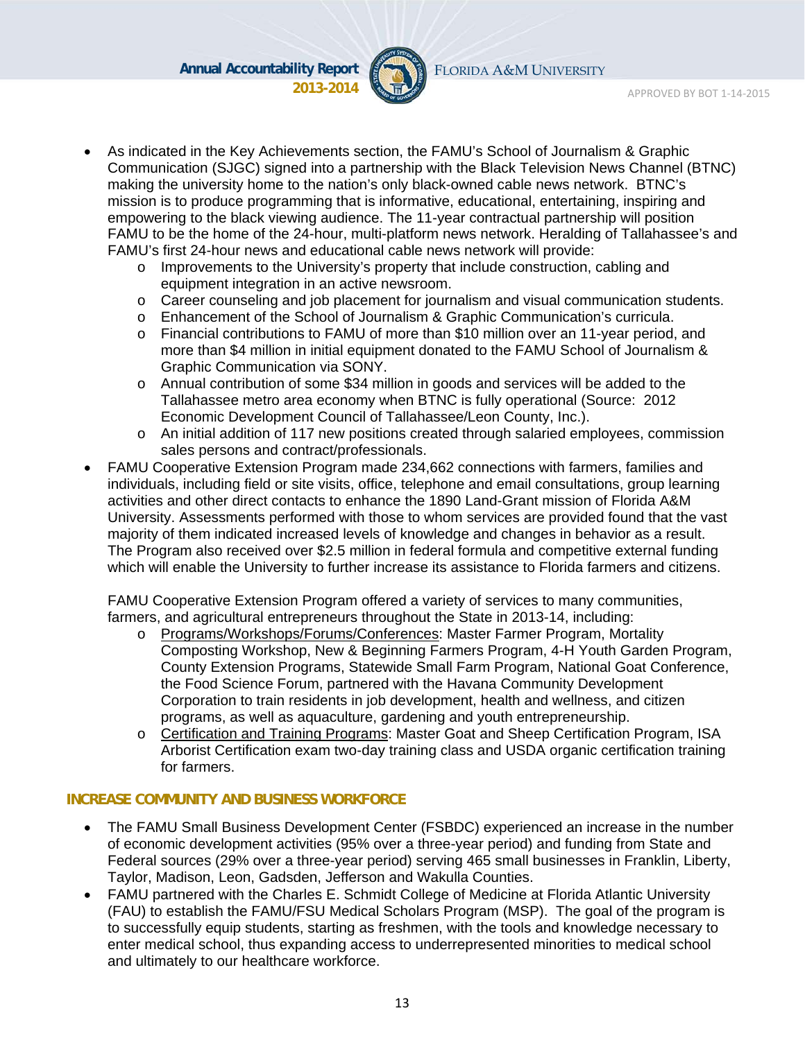- As indicated in the Key Achievements section, the FAMU's School of Journalism & Graphic Communication (SJGC) signed into a partnership with the Black Television News Channel (BTNC) making the university home to the nation's only black-owned cable news network. BTNC's mission is to produce programming that is informative, educational, entertaining, inspiring and empowering to the black viewing audience. The 11-year contractual partnership will position FAMU to be the home of the 24-hour, multi-platform news network. Heralding of Tallahassee's and FAMU's first 24-hour news and educational cable news network will provide:
    - Improvements to the University's property that include construction, cabling and equipment integration in an active newsroom.
    - Career counseling and job placement for journalism and visual communication students.
    - Enhancement of the School of Journalism & Graphic Communication's curricula.
    - Financial contributions to FAMU of more than $10 million over an 11-year period, and more than $4 million in initial equipment donated to the FAMU School of Journalism & Graphic Communication via SONY.
    - Annual contribution of some $34 million in goods and services will be added to the Tallahassee metro area economy when BTNC is fully operational (Source: 2012 Economic Development Council of Tallahassee/Leon County, Inc.).
    - An initial addition of 117 new positions created through salaried employees, commission sales persons and contract/professionals.
- FAMU Cooperative Extension Program made 234,662 connections with farmers, families and individuals, including field or site visits, office, telephone and email consultations, group learning activities and other direct contacts to enhance the 1890 Land-Grant mission of Florida A&M University. Assessments performed with those to whom services are provided found that the vast majority of them indicated increased levels of knowledge and changes in behavior as a result. The Program also received over $2.5 million in federal formula and competitive external funding which will enable the University to further increase its assistance to Florida farmers and citizens.

  FAMU Cooperative Extension Program offered a variety of services to many communities, farmers, and agricultural entrepreneurs throughout the State in 2013-14, including:
    - <u>Programs/Workshops/Forums/Conferences</u>: Master Farmer Program, Mortality Composting Workshop, New & Beginning Farmers Program, 4-H Youth Garden Program, County Extension Programs, Statewide Small Farm Program, National Goat Conference, the Food Science Forum, partnered with the Havana Community Development Corporation to train residents in job development, health and wellness, and citizen programs, as well as aquaculture, gardening and youth entrepreneurship.
    - <u>Certification and Training Programs</u>: Master Goat and Sheep Certification Program, ISA Arborist Certification exam two-day training class and USDA organic certification training for farmers.

**INCREASE COMMUNITY AND BUSINESS WORKFORCE**

- The FAMU Small Business Development Center (FSBDC) experienced an increase in the number of economic development activities (95% over a three-year period) and funding from State and Federal sources (29% over a three-year period) serving 465 small businesses in Franklin, Liberty, Taylor, Madison, Leon, Gadsden, Jefferson and Wakulla Counties.
- FAMU partnered with the Charles E. Schmidt College of Medicine at Florida Atlantic University (FAU) to establish the FAMU/FSU Medical Scholars Program (MSP). The goal of the program is to successfully equip students, starting as freshmen, with the tools and knowledge necessary to enter medical school, thus expanding access to underrepresented minorities to medical school and ultimately to our healthcare workforce.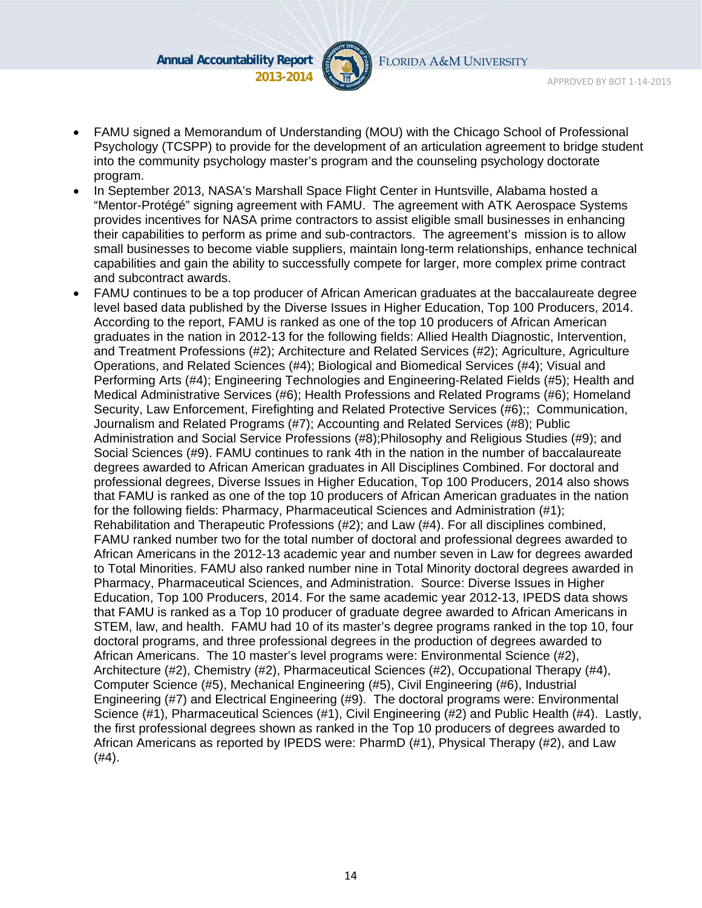- FAMU signed a Memorandum of Understanding (MOU) with the Chicago School of Professional Psychology (TCSPP) to provide for the development of an articulation agreement to bridge student into the community psychology master's program and the counseling psychology doctorate program.
- In September 2013, NASA's Marshall Space Flight Center in Huntsville, Alabama hosted a "Mentor-Protégé" signing agreement with FAMU. The agreement with ATK Aerospace Systems provides incentives for NASA prime contractors to assist eligible small businesses in enhancing their capabilities to perform as prime and sub-contractors. The agreement's mission is to allow small businesses to become viable suppliers, maintain long-term relationships, enhance technical capabilities and gain the ability to successfully compete for larger, more complex prime contract and subcontract awards.
- FAMU continues to be a top producer of African American graduates at the baccalaureate degree level based data published by the Diverse Issues in Higher Education, Top 100 Producers, 2014. According to the report, FAMU is ranked as one of the top 10 producers of African American graduates in the nation in 2012-13 for the following fields: Allied Health Diagnostic, Intervention, and Treatment Professions (#2); Architecture and Related Services (#2); Agriculture, Agriculture Operations, and Related Sciences (#4); Biological and Biomedical Services (#4); Visual and Performing Arts (#4); Engineering Technologies and Engineering-Related Fields (#5); Health and Medical Administrative Services (#6); Health Professions and Related Programs (#6); Homeland Security, Law Enforcement, Firefighting and Related Protective Services (#6);; Communication, Journalism and Related Programs (#7); Accounting and Related Services (#8); Public Administration and Social Service Professions (#8);Philosophy and Religious Studies (#9); and Social Sciences (#9). FAMU continues to rank 4th in the nation in the number of baccalaureate degrees awarded to African American graduates in All Disciplines Combined. For doctoral and professional degrees, Diverse Issues in Higher Education, Top 100 Producers, 2014 also shows that FAMU is ranked as one of the top 10 producers of African American graduates in the nation for the following fields: Pharmacy, Pharmaceutical Sciences and Administration (#1); Rehabilitation and Therapeutic Professions (#2); and Law (#4). For all disciplines combined, FAMU ranked number two for the total number of doctoral and professional degrees awarded to African Americans in the 2012-13 academic year and number seven in Law for degrees awarded to Total Minorities. FAMU also ranked number nine in Total Minority doctoral degrees awarded in Pharmacy, Pharmaceutical Sciences, and Administration. Source: Diverse Issues in Higher Education, Top 100 Producers, 2014. For the same academic year 2012-13, IPEDS data shows that FAMU is ranked as a Top 10 producer of graduate degree awarded to African Americans in STEM, law, and health. FAMU had 10 of its master's degree programs ranked in the top 10, four doctoral programs, and three professional degrees in the production of degrees awarded to African Americans. The 10 master's level programs were: Environmental Science (#2), Architecture (#2), Chemistry (#2), Pharmaceutical Sciences (#2), Occupational Therapy (#4), Computer Science (#5), Mechanical Engineering (#5), Civil Engineering (#6), Industrial Engineering (#7) and Electrical Engineering (#9). The doctoral programs were: Environmental Science (#1), Pharmaceutical Sciences (#1), Civil Engineering (#2) and Public Health (#4). Lastly, the first professional degrees shown as ranked in the Top 10 producers of degrees awarded to African Americans as reported by IPEDS were: PharmD (#1), Physical Therapy (#2), and Law (#4).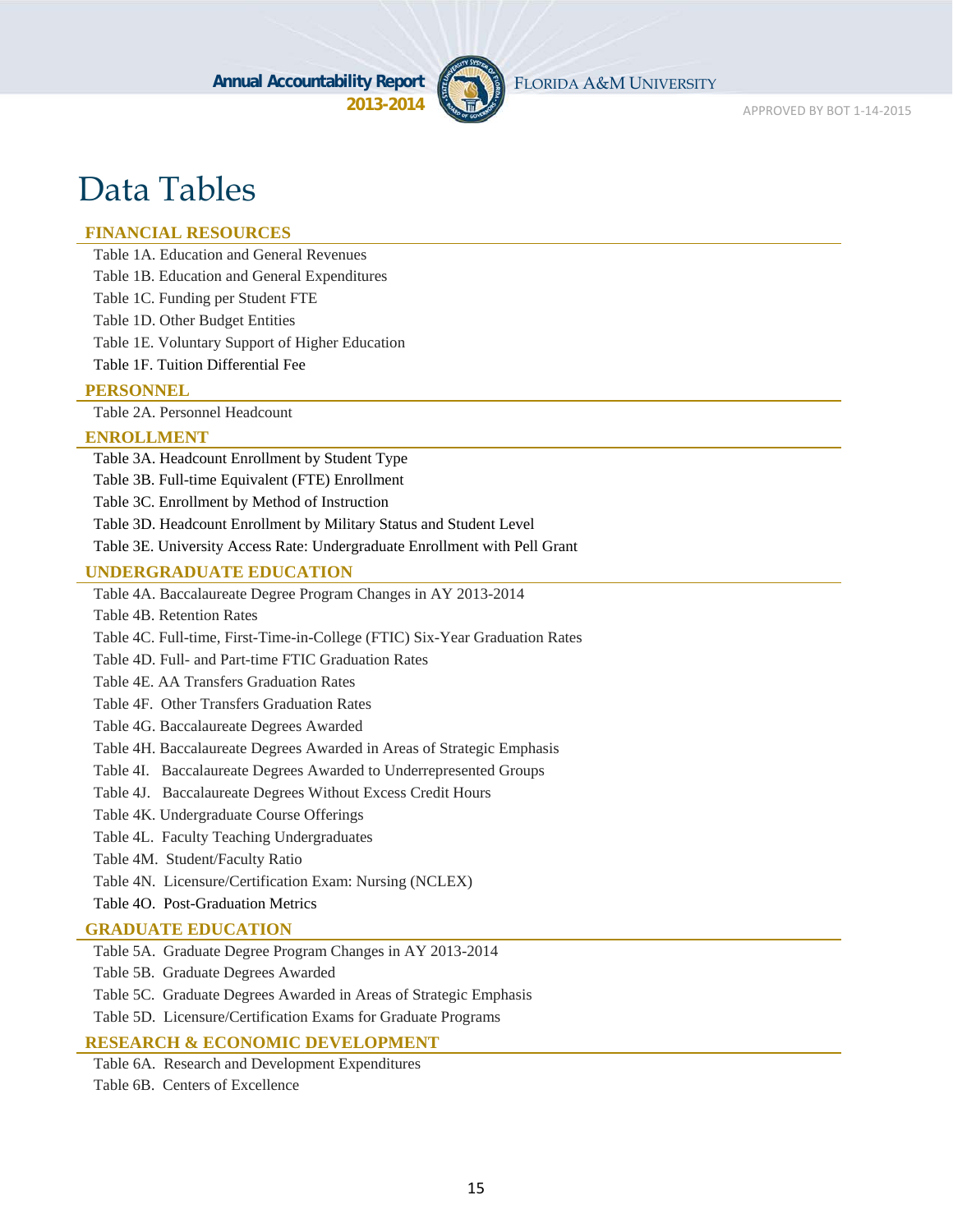# Data Tables

## FINANCIAL RESOURCES

Table 1A. Education and General Revenues
Table 1B. Education and General Expenditures
Table 1C. Funding per Student FTE
Table 1D. Other Budget Entities
Table 1E. Voluntary Support of Higher Education
Table 1F. Tuition Differential Fee

## PERSONNEL

Table 2A. Personnel Headcount

## ENROLLMENT

Table 3A. Headcount Enrollment by Student Type
Table 3B. Full-time Equivalent (FTE) Enrollment
Table 3C. Enrollment by Method of Instruction
Table 3D. Headcount Enrollment by Military Status and Student Level
Table 3E. University Access Rate: Undergraduate Enrollment with Pell Grant

## UNDERGRADUATE EDUCATION

Table 4A. Baccalaureate Degree Program Changes in AY 2013-2014
Table 4B. Retention Rates
Table 4C. Full-time, First-Time-in-College (FTIC) Six-Year Graduation Rates
Table 4D. Full- and Part-time FTIC Graduation Rates
Table 4E. AA Transfers Graduation Rates
Table 4F. Other Transfers Graduation Rates
Table 4G. Baccalaureate Degrees Awarded
Table 4H. Baccalaureate Degrees Awarded in Areas of Strategic Emphasis
Table 4I. Baccalaureate Degrees Awarded to Underrepresented Groups
Table 4J. Baccalaureate Degrees Without Excess Credit Hours
Table 4K. Undergraduate Course Offerings
Table 4L. Faculty Teaching Undergraduates
Table 4M. Student/Faculty Ratio
Table 4N. Licensure/Certification Exam: Nursing (NCLEX)
Table 4O. Post-Graduation Metrics

## GRADUATE EDUCATION

Table 5A. Graduate Degree Program Changes in AY 2013-2014
Table 5B. Graduate Degrees Awarded
Table 5C. Graduate Degrees Awarded in Areas of Strategic Emphasis
Table 5D. Licensure/Certification Exams for Graduate Programs

## RESEARCH & ECONOMIC DEVELOPMENT

Table 6A. Research and Development Expenditures
Table 6B. Centers of Excellence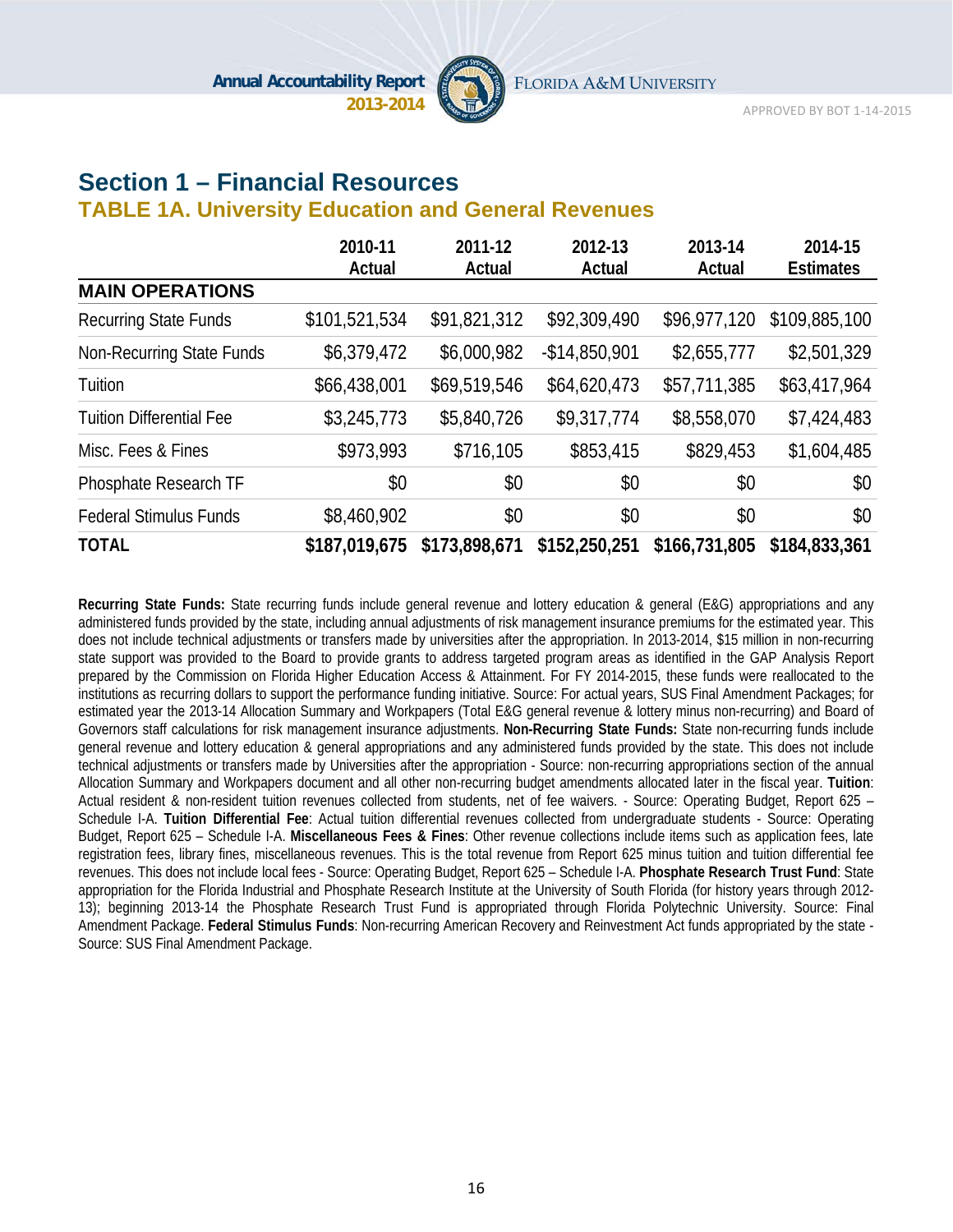# Section 1 – Financial Resources

## TABLE 1A. University Education and General Revenues

| | 2010-11 Actual | 2011-12 Actual | 2012-13 Actual | 2013-14 Actual | 2014-15 Estimates |
|---|---|---|---|---|---|
| **MAIN OPERATIONS** | | | | | |
| Recurring State Funds | $101,521,534 | $91,821,312 | $92,309,490 | $96,977,120 | $109,885,100 |
| Non-Recurring State Funds | $6,379,472 | $6,000,982 | -$14,850,901 | $2,655,777 | $2,501,329 |
| Tuition | $66,438,001 | $69,519,546 | $64,620,473 | $57,711,385 | $63,417,964 |
| Tuition Differential Fee | $3,245,773 | $5,840,726 | $9,317,774 | $8,558,070 | $7,424,483 |
| Misc. Fees & Fines | $973,993 | $716,105 | $853,415 | $829,453 | $1,604,485 |
| Phosphate Research TF | $0 | $0 | $0 | $0 | $0 |
| Federal Stimulus Funds | $8,460,902 | $0 | $0 | $0 | $0 |
| **TOTAL** | **$187,019,675** | **$173,898,671** | **$152,250,251** | **$166,731,805** | **$184,833,361** |

**Recurring State Funds:** State recurring funds include general revenue and lottery education & general (E&G) appropriations and any administered funds provided by the state, including annual adjustments of risk management insurance premiums for the estimated year. This does not include technical adjustments or transfers made by universities after the appropriation. In 2013-2014, $15 million in non-recurring state support was provided to the Board to provide grants to address targeted program areas as identified in the GAP Analysis Report prepared by the Commission on Florida Higher Education Access & Attainment. For FY 2014-2015, these funds were reallocated to the institutions as recurring dollars to support the performance funding initiative. Source: For actual years, SUS Final Amendment Packages; for estimated year the 2013-14 Allocation Summary and Workpapers (Total E&G general revenue & lottery minus non-recurring) and Board of Governors staff calculations for risk management insurance adjustments. **Non-Recurring State Funds:** State non-recurring funds include general revenue and lottery education & general appropriations and any administered funds provided by the state. This does not include technical adjustments or transfers made by Universities after the appropriation - Source: non-recurring appropriations section of the annual Allocation Summary and Workpapers document and all other non-recurring budget amendments allocated later in the fiscal year. **Tuition**: Actual resident & non-resident tuition revenues collected from students, net of fee waivers. - Source: Operating Budget, Report 625 – Schedule I-A. **Tuition Differential Fee**: Actual tuition differential revenues collected from undergraduate students - Source: Operating Budget, Report 625 – Schedule I-A. **Miscellaneous Fees & Fines**: Other revenue collections include items such as application fees, late registration fees, library fines, miscellaneous revenues. This is the total revenue from Report 625 minus tuition and tuition differential fee revenues. This does not include local fees - Source: Operating Budget, Report 625 – Schedule I-A. **Phosphate Research Trust Fund**: State appropriation for the Florida Industrial and Phosphate Research Institute at the University of South Florida (for history years through 2012-13); beginning 2013-14 the Phosphate Research Trust Fund is appropriated through Florida Polytechnic University. Source: Final Amendment Package. **Federal Stimulus Funds**: Non-recurring American Recovery and Reinvestment Act funds appropriated by the state - Source: SUS Final Amendment Package.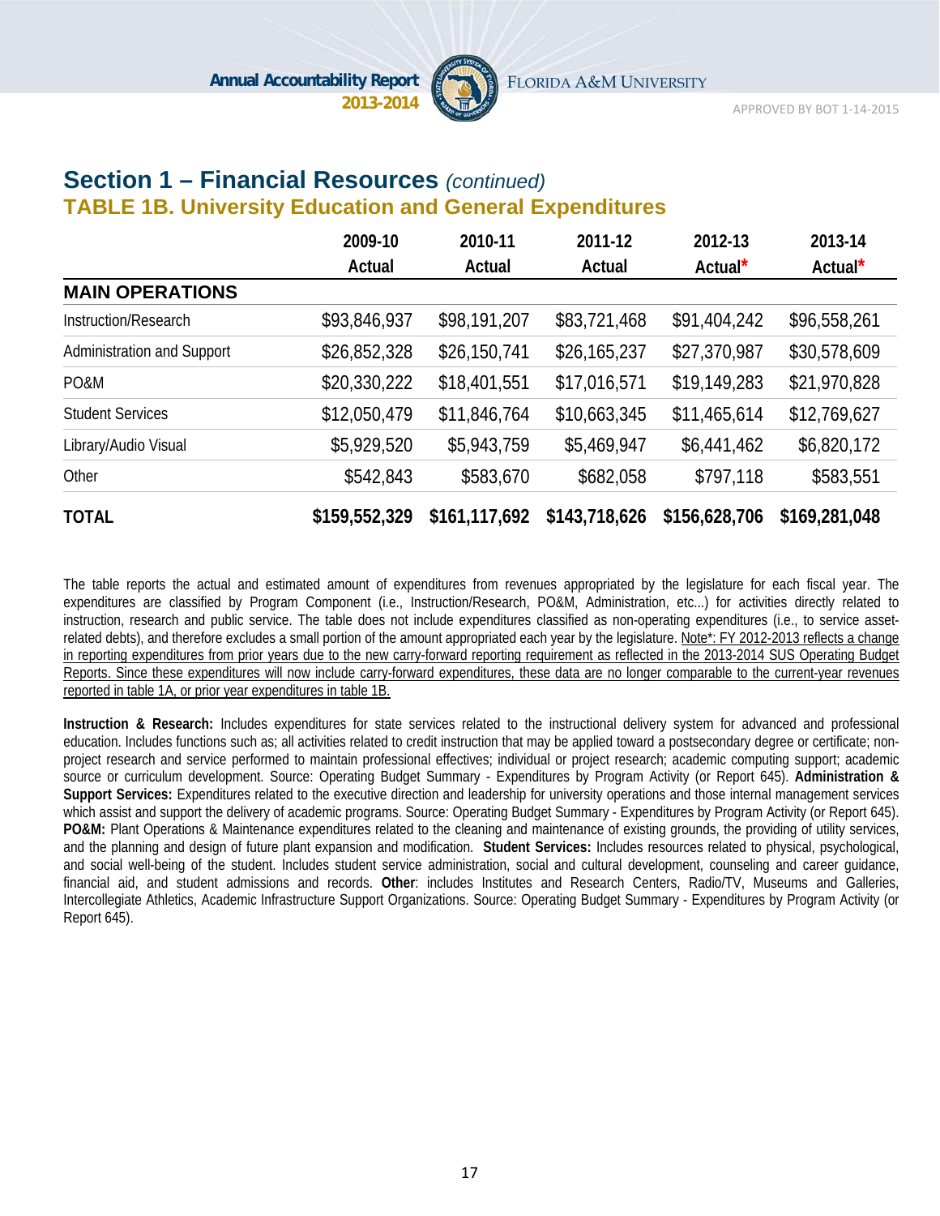## Section 1 – Financial Resources *(continued)*

### TABLE 1B. University Education and General Expenditures

| | 2009-10 Actual | 2010-11 Actual | 2011-12 Actual | 2012-13 Actual* | 2013-14 Actual* |
|---|---|---|---|---|---|
| **MAIN OPERATIONS** | | | | | |
| Instruction/Research | $93,846,937 | $98,191,207 | $83,721,468 | $91,404,242 | $96,558,261 |
| Administration and Support | $26,852,328 | $26,150,741 | $26,165,237 | $27,370,987 | $30,578,609 |
| PO&M | $20,330,222 | $18,401,551 | $17,016,571 | $19,149,283 | $21,970,828 |
| Student Services | $12,050,479 | $11,846,764 | $10,663,345 | $11,465,614 | $12,769,627 |
| Library/Audio Visual | $5,929,520 | $5,943,759 | $5,469,947 | $6,441,462 | $6,820,172 |
| Other | $542,843 | $583,670 | $682,058 | $797,118 | $583,551 |
| **TOTAL** | **$159,552,329** | **$161,117,692** | **$143,718,626** | **$156,628,706** | **$169,281,048** |

The table reports the actual and estimated amount of expenditures from revenues appropriated by the legislature for each fiscal year. The expenditures are classified by Program Component (i.e., Instruction/Research, PO&M, Administration, etc...) for activities directly related to instruction, research and public service. The table does not include expenditures classified as non-operating expenditures (i.e., to service asset-related debts), and therefore excludes a small portion of the amount appropriated each year by the legislature. Note*: FY 2012-2013 reflects a change in reporting expenditures from prior years due to the new carry-forward reporting requirement as reflected in the 2013-2014 SUS Operating Budget Reports. Since these expenditures will now include carry-forward expenditures, these data are no longer comparable to the current-year revenues reported in table 1A, or prior year expenditures in table 1B.

**Instruction & Research:** Includes expenditures for state services related to the instructional delivery system for advanced and professional education. Includes functions such as; all activities related to credit instruction that may be applied toward a postsecondary degree or certificate; non-project research and service performed to maintain professional effectives; individual or project research; academic computing support; academic source or curriculum development. Source: Operating Budget Summary - Expenditures by Program Activity (or Report 645). **Administration & Support Services:** Expenditures related to the executive direction and leadership for university operations and those internal management services which assist and support the delivery of academic programs. Source: Operating Budget Summary - Expenditures by Program Activity (or Report 645). **PO&M:** Plant Operations & Maintenance expenditures related to the cleaning and maintenance of existing grounds, the providing of utility services, and the planning and design of future plant expansion and modification. **Student Services:** Includes resources related to physical, psychological, and social well-being of the student. Includes student service administration, social and cultural development, counseling and career guidance, financial aid, and student admissions and records. **Other**: includes Institutes and Research Centers, Radio/TV, Museums and Galleries, Intercollegiate Athletics, Academic Infrastructure Support Organizations. Source: Operating Budget Summary - Expenditures by Program Activity (or Report 645).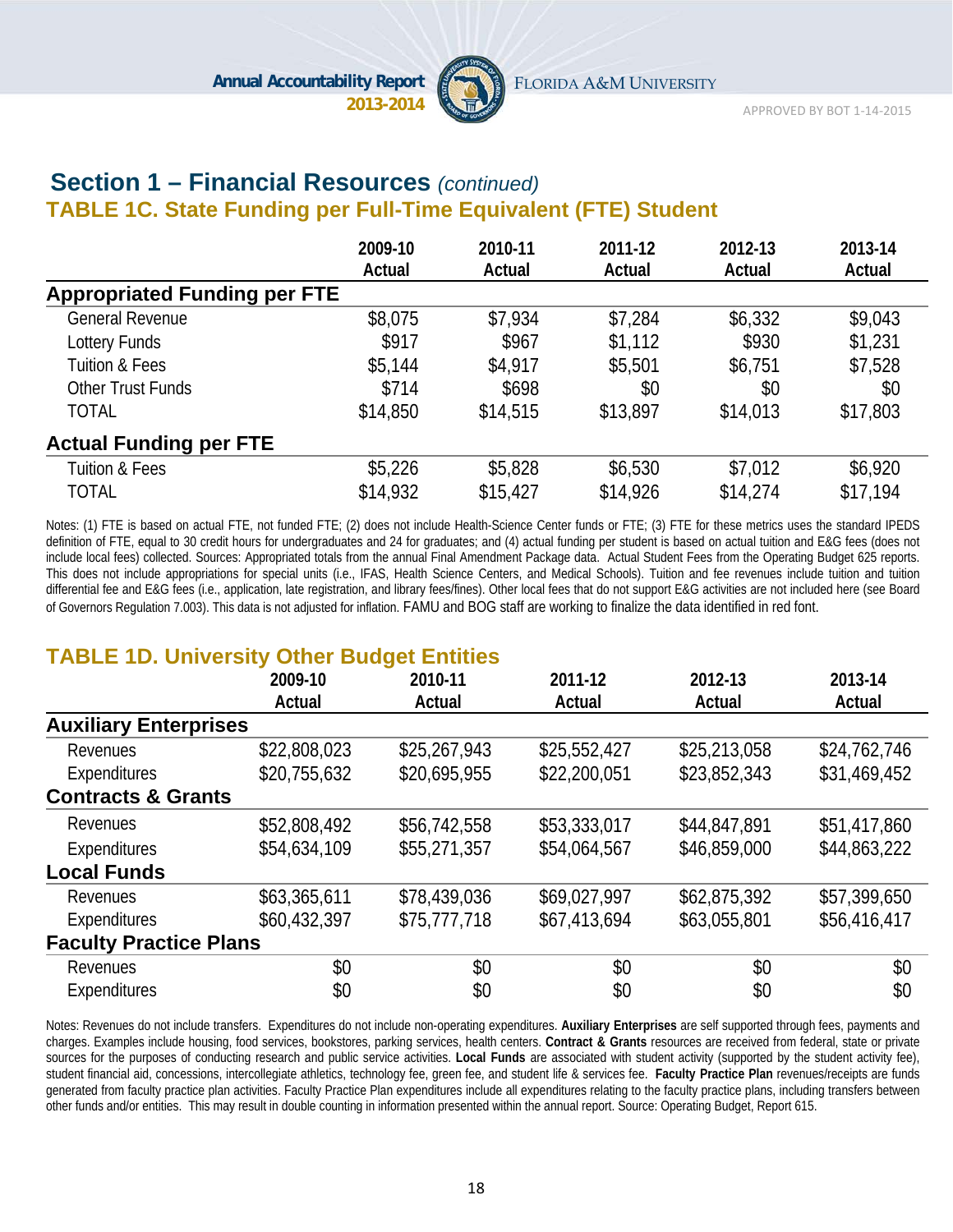## Section 1 – Financial Resources *(continued)*

### TABLE 1C. State Funding per Full-Time Equivalent (FTE) Student

| | 2009-10 Actual | 2010-11 Actual | 2011-12 Actual | 2012-13 Actual | 2013-14 Actual |
|---|---|---|---|---|---|
| **Appropriated Funding per FTE** | | | | | |
| General Revenue | $8,075 | $7,934 | $7,284 | $6,332 | $9,043 |
| Lottery Funds | $917 | $967 | $1,112 | $930 | $1,231 |
| Tuition & Fees | $5,144 | $4,917 | $5,501 | $6,751 | $7,528 |
| Other Trust Funds | $714 | $698 | $0 | $0 | $0 |
| TOTAL | $14,850 | $14,515 | $13,897 | $14,013 | $17,803 |
| **Actual Funding per FTE** | | | | | |
| Tuition & Fees | $5,226 | $5,828 | $6,530 | $7,012 | $6,920 |
| TOTAL | $14,932 | $15,427 | $14,926 | $14,274 | $17,194 |

Notes: (1) FTE is based on actual FTE, not funded FTE; (2) does not include Health-Science Center funds or FTE; (3) FTE for these metrics uses the standard IPEDS definition of FTE, equal to 30 credit hours for undergraduates and 24 for graduates; and (4) actual funding per student is based on actual tuition and E&G fees (does not include local fees) collected. Sources: Appropriated totals from the annual Final Amendment Package data. Actual Student Fees from the Operating Budget 625 reports. This does not include appropriations for special units (i.e., IFAS, Health Science Centers, and Medical Schools). Tuition and fee revenues include tuition and tuition differential fee and E&G fees (i.e., application, late registration, and library fees/fines). Other local fees that do not support E&G activities are not included here (see Board of Governors Regulation 7.003). This data is not adjusted for inflation. FAMU and BOG staff are working to finalize the data identified in red font.

### TABLE 1D. University Other Budget Entities

| | 2009-10 Actual | 2010-11 Actual | 2011-12 Actual | 2012-13 Actual | 2013-14 Actual |
|---|---|---|---|---|---|
| **Auxiliary Enterprises** | | | | | |
| Revenues | $22,808,023 | $25,267,943 | $25,552,427 | $25,213,058 | $24,762,746 |
| Expenditures | $20,755,632 | $20,695,955 | $22,200,051 | $23,852,343 | $31,469,452 |
| **Contracts & Grants** | | | | | |
| Revenues | $52,808,492 | $56,742,558 | $53,333,017 | $44,847,891 | $51,417,860 |
| Expenditures | $54,634,109 | $55,271,357 | $54,064,567 | $46,859,000 | $44,863,222 |
| **Local Funds** | | | | | |
| Revenues | $63,365,611 | $78,439,036 | $69,027,997 | $62,875,392 | $57,399,650 |
| Expenditures | $60,432,397 | $75,777,718 | $67,413,694 | $63,055,801 | $56,416,417 |
| **Faculty Practice Plans** | | | | | |
| Revenues | $0 | $0 | $0 | $0 | $0 |
| Expenditures | $0 | $0 | $0 | $0 | $0 |

Notes: Revenues do not include transfers. Expenditures do not include non-operating expenditures. **Auxiliary Enterprises** are self supported through fees, payments and charges. Examples include housing, food services, bookstores, parking services, health centers. **Contract & Grants** resources are received from federal, state or private sources for the purposes of conducting research and public service activities. **Local Funds** are associated with student activity (supported by the student activity fee), student financial aid, concessions, intercollegiate athletics, technology fee, green fee, and student life & services fee. **Faculty Practice Plan** revenues/receipts are funds generated from faculty practice plan activities. Faculty Practice Plan expenditures include all expenditures relating to the faculty practice plans, including transfers between other funds and/or entities. This may result in double counting in information presented within the annual report. Source: Operating Budget, Report 615.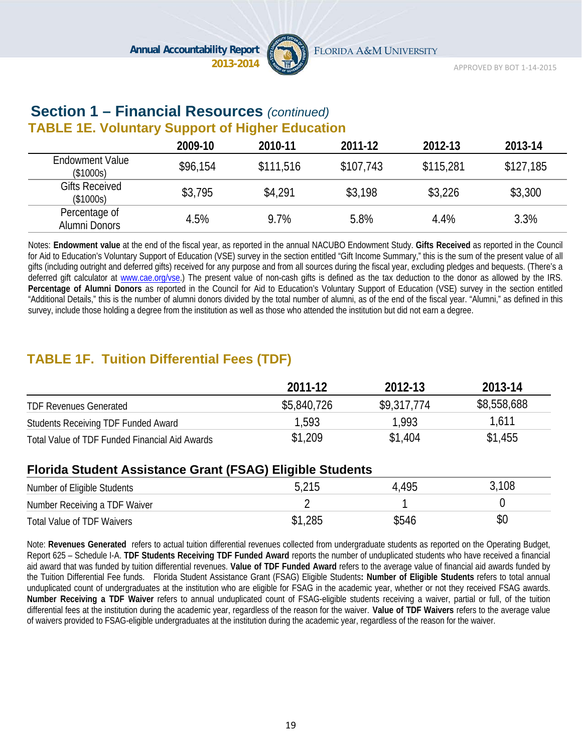## Section 1 – Financial Resources *(continued)*

### TABLE 1E. Voluntary Support of Higher Education

| | 2009-10 | 2010-11 | 2011-12 | 2012-13 | 2013-14 |
|---|---|---|---|---|---|
| Endowment Value ($1000s) | $96,154 | $111,516 | $107,743 | $115,281 | $127,185 |
| Gifts Received ($1000s) | $3,795 | $4,291 | $3,198 | $3,226 | $3,300 |
| Percentage of Alumni Donors | 4.5% | 9.7% | 5.8% | 4.4% | 3.3% |

Notes: **Endowment value** at the end of the fiscal year, as reported in the annual NACUBO Endowment Study. **Gifts Received** as reported in the Council for Aid to Education's Voluntary Support of Education (VSE) survey in the section entitled "Gift Income Summary," this is the sum of the present value of all gifts (including outright and deferred gifts) received for any purpose and from all sources during the fiscal year, excluding pledges and bequests. (There's a deferred gift calculator at www.cae.org/vse.) The present value of non-cash gifts is defined as the tax deduction to the donor as allowed by the IRS. **Percentage of Alumni Donors** as reported in the Council for Aid to Education's Voluntary Support of Education (VSE) survey in the section entitled "Additional Details," this is the number of alumni donors divided by the total number of alumni, as of the end of the fiscal year. "Alumni," as defined in this survey, include those holding a degree from the institution as well as those who attended the institution but did not earn a degree.

### TABLE 1F. Tuition Differential Fees (TDF)

| | 2011-12 | 2012-13 | 2013-14 |
|---|---|---|---|
| TDF Revenues Generated | $5,840,726 | $9,317,774 | $8,558,688 |
| Students Receiving TDF Funded Award | 1,593 | 1,993 | 1,611 |
| Total Value of TDF Funded Financial Aid Awards | $1,209 | $1,404 | $1,455 |
| **Florida Student Assistance Grant (FSAG) Eligible Students** | | | |
| Number of Eligible Students | 5,215 | 4,495 | 3,108 |
| Number Receiving a TDF Waiver | 2 | 1 | 0 |
| Total Value of TDF Waivers | $1,285 | $546 | $0 |

Note: **Revenues Generated** refers to actual tuition differential revenues collected from undergraduate students as reported on the Operating Budget, Report 625 – Schedule I-A. **TDF Students Receiving TDF Funded Award** reports the number of unduplicated students who have received a financial aid award that was funded by tuition differential revenues. **Value of TDF Funded Award** refers to the average value of financial aid awards funded by the Tuition Differential Fee funds. Florida Student Assistance Grant (FSAG) Eligible Students**: Number of Eligible Students** refers to total annual unduplicated count of undergraduates at the institution who are eligible for FSAG in the academic year, whether or not they received FSAG awards. **Number Receiving a TDF Waiver** refers to annual unduplicated count of FSAG-eligible students receiving a waiver, partial or full, of the tuition differential fees at the institution during the academic year, regardless of the reason for the waiver. **Value of TDF Waivers** refers to the average value of waivers provided to FSAG-eligible undergraduates at the institution during the academic year, regardless of the reason for the waiver.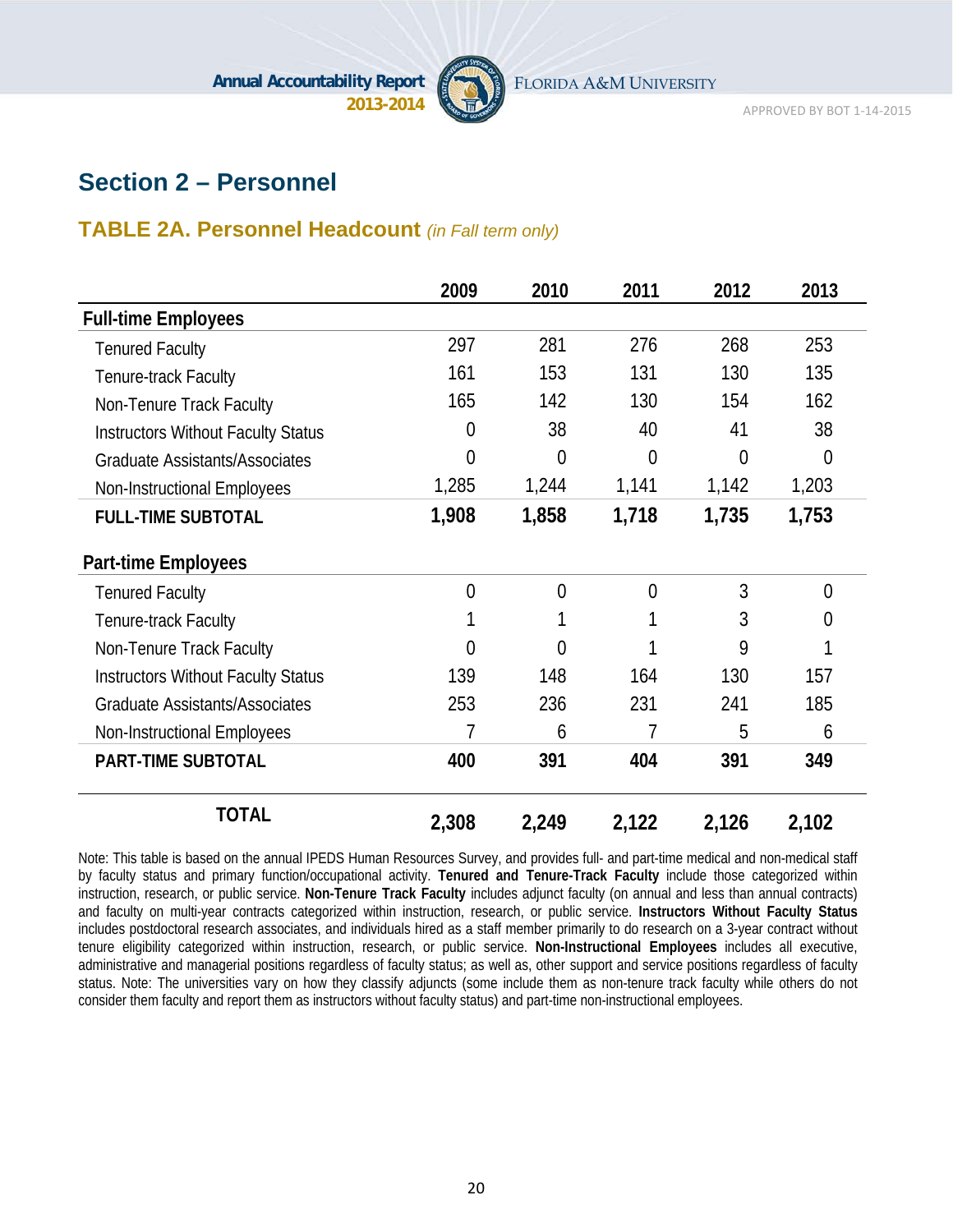## Section 2 – Personnel

### TABLE 2A. Personnel Headcount *(in Fall term only)*

| | 2009 | 2010 | 2011 | 2012 | 2013 |
|---|---|---|---|---|---|
| **Full-time Employees** | | | | | |
| Tenured Faculty | 297 | 281 | 276 | 268 | 253 |
| Tenure-track Faculty | 161 | 153 | 131 | 130 | 135 |
| Non-Tenure Track Faculty | 165 | 142 | 130 | 154 | 162 |
| Instructors Without Faculty Status | 0 | 38 | 40 | 41 | 38 |
| Graduate Assistants/Associates | 0 | 0 | 0 | 0 | 0 |
| Non-Instructional Employees | 1,285 | 1,244 | 1,141 | 1,142 | 1,203 |
| **FULL-TIME SUBTOTAL** | **1,908** | **1,858** | **1,718** | **1,735** | **1,753** |
| **Part-time Employees** | | | | | |
| Tenured Faculty | 0 | 0 | 0 | 3 | 0 |
| Tenure-track Faculty | 1 | 1 | 1 | 3 | 0 |
| Non-Tenure Track Faculty | 0 | 0 | 1 | 9 | 1 |
| Instructors Without Faculty Status | 139 | 148 | 164 | 130 | 157 |
| Graduate Assistants/Associates | 253 | 236 | 231 | 241 | 185 |
| Non-Instructional Employees | 7 | 6 | 7 | 5 | 6 |
| **PART-TIME SUBTOTAL** | **400** | **391** | **404** | **391** | **349** |
| **TOTAL** | **2,308** | **2,249** | **2,122** | **2,126** | **2,102** |

Note: This table is based on the annual IPEDS Human Resources Survey, and provides full- and part-time medical and non-medical staff by faculty status and primary function/occupational activity. **Tenured and Tenure-Track Faculty** include those categorized within instruction, research, or public service. **Non-Tenure Track Faculty** includes adjunct faculty (on annual and less than annual contracts) and faculty on multi-year contracts categorized within instruction, research, or public service. **Instructors Without Faculty Status** includes postdoctoral research associates, and individuals hired as a staff member primarily to do research on a 3-year contract without tenure eligibility categorized within instruction, research, or public service. **Non-Instructional Employees** includes all executive, administrative and managerial positions regardless of faculty status; as well as, other support and service positions regardless of faculty status. Note: The universities vary on how they classify adjuncts (some include them as non-tenure track faculty while others do not consider them faculty and report them as instructors without faculty status) and part-time non-instructional employees.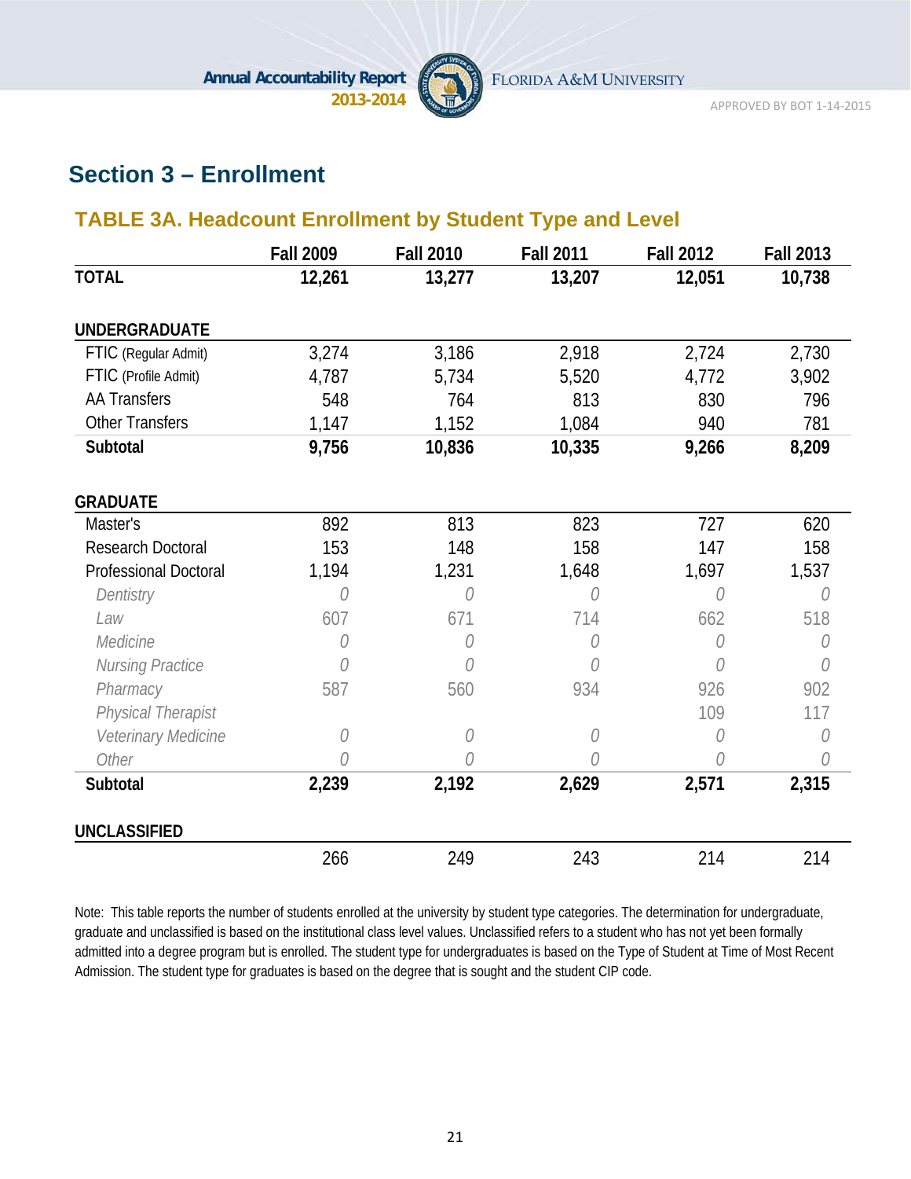## Section 3 – Enrollment

### TABLE 3A. Headcount Enrollment by Student Type and Level

| | Fall 2009 | Fall 2010 | Fall 2011 | Fall 2012 | Fall 2013 |
|---|---|---|---|---|---|
| **TOTAL** | **12,261** | **13,277** | **13,207** | **12,051** | **10,738** |
| **UNDERGRADUATE** | | | | | |
| FTIC (Regular Admit) | 3,274 | 3,186 | 2,918 | 2,724 | 2,730 |
| FTIC (Profile Admit) | 4,787 | 5,734 | 5,520 | 4,772 | 3,902 |
| AA Transfers | 548 | 764 | 813 | 830 | 796 |
| Other Transfers | 1,147 | 1,152 | 1,084 | 940 | 781 |
| **Subtotal** | **9,756** | **10,836** | **10,335** | **9,266** | **8,209** |
| **GRADUATE** | | | | | |
| Master's | 892 | 813 | 823 | 727 | 620 |
| Research Doctoral | 153 | 148 | 158 | 147 | 158 |
| Professional Doctoral | 1,194 | 1,231 | 1,648 | 1,697 | 1,537 |
| *Dentistry* | *0* | *0* | *0* | *0* | *0* |
| *Law* | 607 | 671 | 714 | 662 | 518 |
| *Medicine* | *0* | *0* | *0* | *0* | *0* |
| *Nursing Practice* | *0* | *0* | *0* | *0* | *0* |
| *Pharmacy* | 587 | 560 | 934 | 926 | 902 |
| *Physical Therapist* | | | | 109 | 117 |
| *Veterinary Medicine* | *0* | *0* | *0* | *0* | *0* |
| *Other* | *0* | *0* | *0* | *0* | *0* |
| **Subtotal** | **2,239** | **2,192** | **2,629** | **2,571** | **2,315** |
| **UNCLASSIFIED** | | | | | |
| | 266 | 249 | 243 | 214 | 214 |

Note: This table reports the number of students enrolled at the university by student type categories. The determination for undergraduate, graduate and unclassified is based on the institutional class level values. Unclassified refers to a student who has not yet been formally admitted into a degree program but is enrolled. The student type for undergraduates is based on the Type of Student at Time of Most Recent Admission. The student type for graduates is based on the degree that is sought and the student CIP code.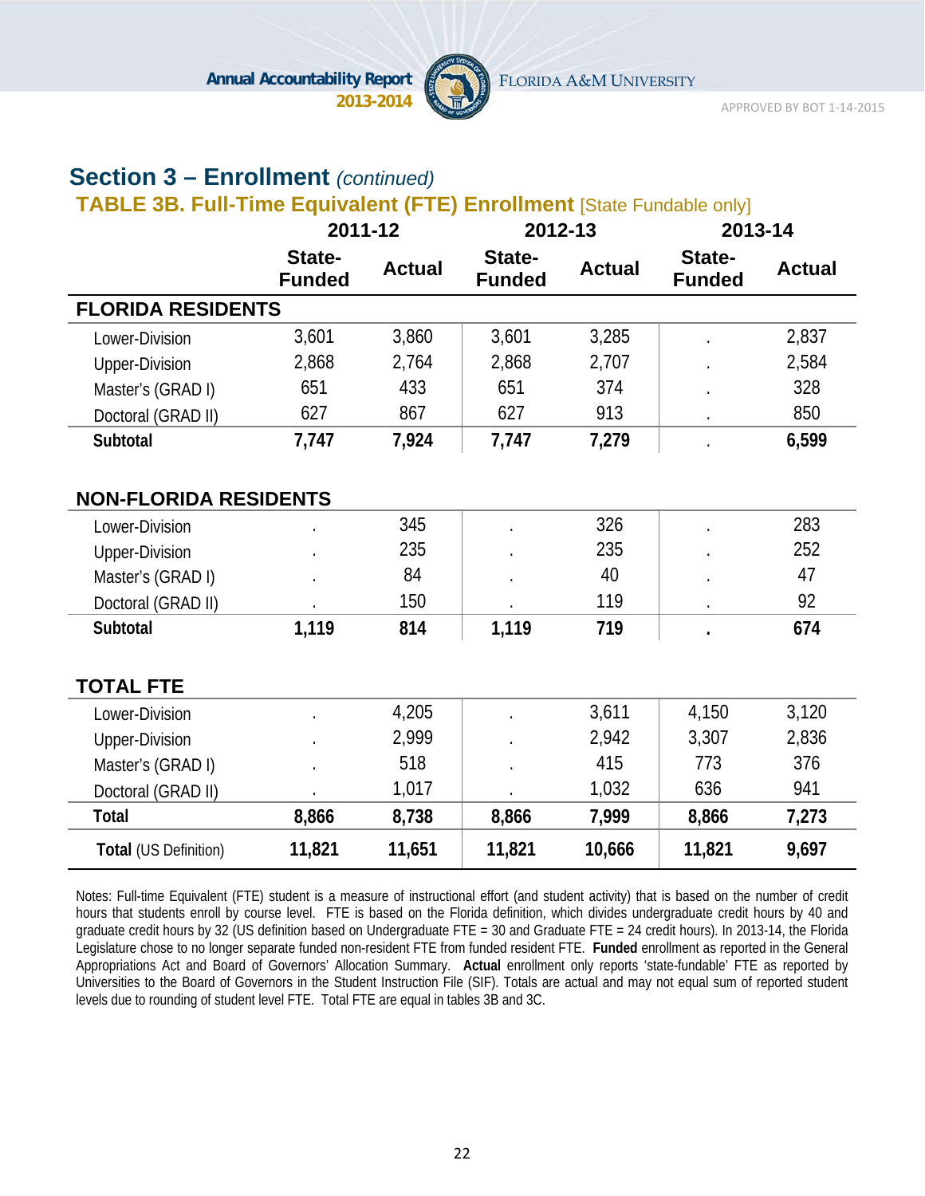## Section 3 – Enrollment *(continued)*

### TABLE 3B. Full-Time Equivalent (FTE) Enrollment [State Fundable only]

| | 2011-12 | | 2012-13 | | 2013-14 | |
|---|---|---|---|---|---|---|
| | State-Funded | Actual | State-Funded | Actual | State-Funded | Actual |
| **FLORIDA RESIDENTS** | | | | | | |
| Lower-Division | 3,601 | 3,860 | 3,601 | 3,285 | . | 2,837 |
| Upper-Division | 2,868 | 2,764 | 2,868 | 2,707 | . | 2,584 |
| Master's (GRAD I) | 651 | 433 | 651 | 374 | . | 328 |
| Doctoral (GRAD II) | 627 | 867 | 627 | 913 | . | 850 |
| **Subtotal** | **7,747** | **7,924** | **7,747** | **7,279** | . | **6,599** |
| **NON-FLORIDA RESIDENTS** | | | | | | |
| Lower-Division | . | 345 | . | 326 | . | 283 |
| Upper-Division | . | 235 | . | 235 | . | 252 |
| Master's (GRAD I) | . | 84 | . | 40 | . | 47 |
| Doctoral (GRAD II) | . | 150 | . | 119 | . | 92 |
| **Subtotal** | **1,119** | **814** | **1,119** | **719** | **.** | **674** |
| **TOTAL FTE** | | | | | | |
| Lower-Division | . | 4,205 | . | 3,611 | 4,150 | 3,120 |
| Upper-Division | . | 2,999 | . | 2,942 | 3,307 | 2,836 |
| Master's (GRAD I) | . | 518 | . | 415 | 773 | 376 |
| Doctoral (GRAD II) | . | 1,017 | . | 1,032 | 636 | 941 |
| **Total** | **8,866** | **8,738** | **8,866** | **7,999** | **8,866** | **7,273** |
| **Total** (US Definition) | **11,821** | **11,651** | **11,821** | **10,666** | **11,821** | **9,697** |

Notes: Full-time Equivalent (FTE) student is a measure of instructional effort (and student activity) that is based on the number of credit hours that students enroll by course level. FTE is based on the Florida definition, which divides undergraduate credit hours by 40 and graduate credit hours by 32 (US definition based on Undergraduate FTE = 30 and Graduate FTE = 24 credit hours). In 2013-14, the Florida Legislature chose to no longer separate funded non-resident FTE from funded resident FTE. **Funded** enrollment as reported in the General Appropriations Act and Board of Governors' Allocation Summary. **Actual** enrollment only reports 'state-fundable' FTE as reported by Universities to the Board of Governors in the Student Instruction File (SIF). Totals are actual and may not equal sum of reported student levels due to rounding of student level FTE. Total FTE are equal in tables 3B and 3C.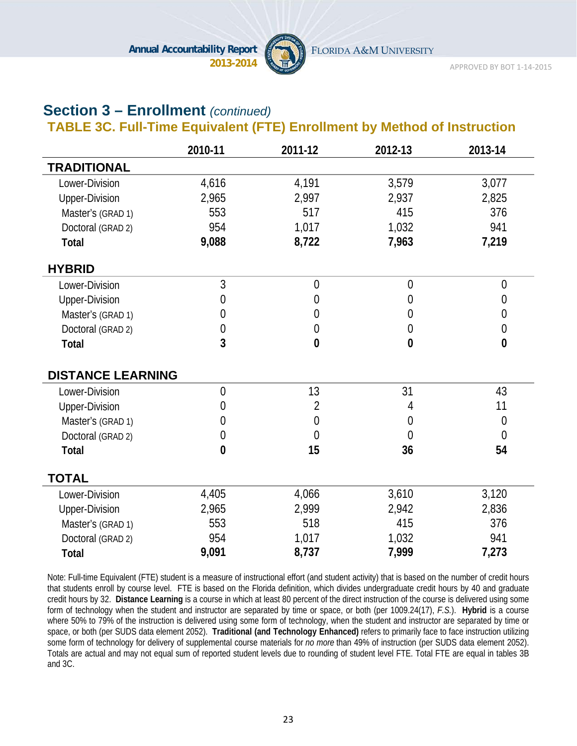## Section 3 – Enrollment *(continued)*

### TABLE 3C. Full-Time Equivalent (FTE) Enrollment by Method of Instruction

| | 2010-11 | 2011-12 | 2012-13 | 2013-14 |
|---|---|---|---|---|
| **TRADITIONAL** | | | | |
| Lower-Division | 4,616 | 4,191 | 3,579 | 3,077 |
| Upper-Division | 2,965 | 2,997 | 2,937 | 2,825 |
| Master's (GRAD 1) | 553 | 517 | 415 | 376 |
| Doctoral (GRAD 2) | 954 | 1,017 | 1,032 | 941 |
| **Total** | **9,088** | **8,722** | **7,963** | **7,219** |
| **HYBRID** | | | | |
| Lower-Division | 3 | 0 | 0 | 0 |
| Upper-Division | 0 | 0 | 0 | 0 |
| Master's (GRAD 1) | 0 | 0 | 0 | 0 |
| Doctoral (GRAD 2) | 0 | 0 | 0 | 0 |
| **Total** | **3** | **0** | **0** | **0** |
| **DISTANCE LEARNING** | | | | |
| Lower-Division | 0 | 13 | 31 | 43 |
| Upper-Division | 0 | 2 | 4 | 11 |
| Master's (GRAD 1) | 0 | 0 | 0 | 0 |
| Doctoral (GRAD 2) | 0 | 0 | 0 | 0 |
| **Total** | **0** | **15** | **36** | **54** |
| **TOTAL** | | | | |
| Lower-Division | 4,405 | 4,066 | 3,610 | 3,120 |
| Upper-Division | 2,965 | 2,999 | 2,942 | 2,836 |
| Master's (GRAD 1) | 553 | 518 | 415 | 376 |
| Doctoral (GRAD 2) | 954 | 1,017 | 1,032 | 941 |
| **Total** | **9,091** | **8,737** | **7,999** | **7,273** |

Note: Full-time Equivalent (FTE) student is a measure of instructional effort (and student activity) that is based on the number of credit hours that students enroll by course level. FTE is based on the Florida definition, which divides undergraduate credit hours by 40 and graduate credit hours by 32. **Distance Learning** is a course in which at least 80 percent of the direct instruction of the course is delivered using some form of technology when the student and instructor are separated by time or space, or both (per 1009.24(17), *F.S.*). **Hybrid** is a course where 50% to 79% of the instruction is delivered using some form of technology, when the student and instructor are separated by time or space, or both (per SUDS data element 2052). **Traditional (and Technology Enhanced)** refers to primarily face to face instruction utilizing some form of technology for delivery of supplemental course materials for *no more* than 49% of instruction (per SUDS data element 2052). Totals are actual and may not equal sum of reported student levels due to rounding of student level FTE. Total FTE are equal in tables 3B and 3C.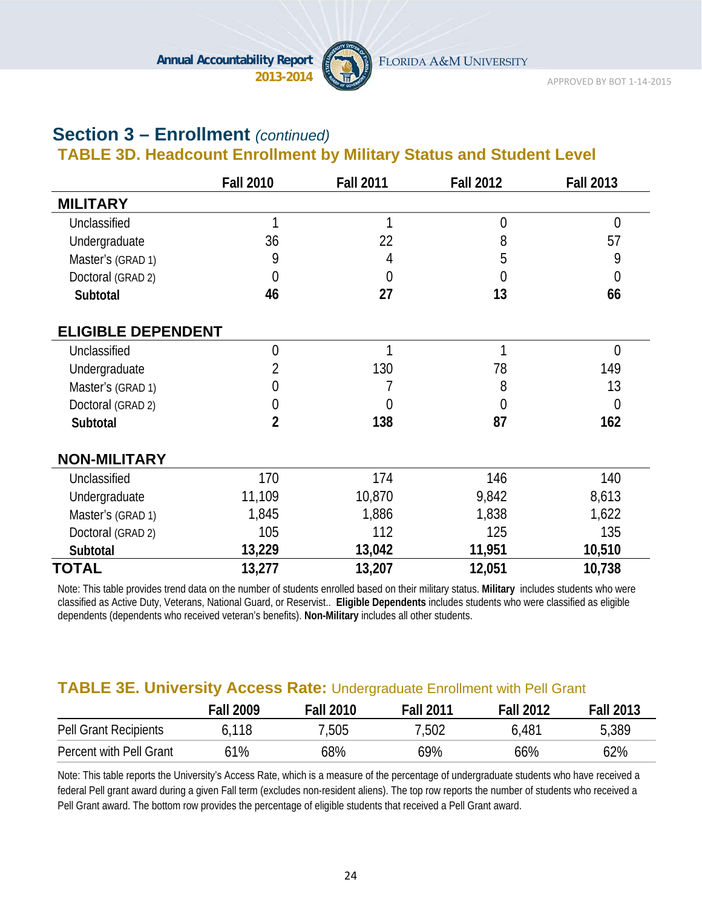## Section 3 – Enrollment *(continued)*

### TABLE 3D. Headcount Enrollment by Military Status and Student Level

| | Fall 2010 | Fall 2011 | Fall 2012 | Fall 2013 |
|---|---|---|---|---|
| **MILITARY** | | | | |
| Unclassified | 1 | 1 | 0 | 0 |
| Undergraduate | 36 | 22 | 8 | 57 |
| Master's (GRAD 1) | 9 | 4 | 5 | 9 |
| Doctoral (GRAD 2) | 0 | 0 | 0 | 0 |
| **Subtotal** | **46** | **27** | **13** | **66** |
| **ELIGIBLE DEPENDENT** | | | | |
| Unclassified | 0 | 1 | 1 | 0 |
| Undergraduate | 2 | 130 | 78 | 149 |
| Master's (GRAD 1) | 0 | 7 | 8 | 13 |
| Doctoral (GRAD 2) | 0 | 0 | 0 | 0 |
| **Subtotal** | **2** | **138** | **87** | **162** |
| **NON-MILITARY** | | | | |
| Unclassified | 170 | 174 | 146 | 140 |
| Undergraduate | 11,109 | 10,870 | 9,842 | 8,613 |
| Master's (GRAD 1) | 1,845 | 1,886 | 1,838 | 1,622 |
| Doctoral (GRAD 2) | 105 | 112 | 125 | 135 |
| **Subtotal** | **13,229** | **13,042** | **11,951** | **10,510** |
| **TOTAL** | **13,277** | **13,207** | **12,051** | **10,738** |

Note: This table provides trend data on the number of students enrolled based on their military status. **Military** includes students who were classified as Active Duty, Veterans, National Guard, or Reservist.. **Eligible Dependents** includes students who were classified as eligible dependents (dependents who received veteran's benefits). **Non-Military** includes all other students.

### TABLE 3E. University Access Rate: Undergraduate Enrollment with Pell Grant

| | Fall 2009 | Fall 2010 | Fall 2011 | Fall 2012 | Fall 2013 |
|---|---|---|---|---|---|
| Pell Grant Recipients | 6,118 | 7,505 | 7,502 | 6,481 | 5,389 |
| Percent with Pell Grant | 61% | 68% | 69% | 66% | 62% |

Note: This table reports the University's Access Rate, which is a measure of the percentage of undergraduate students who have received a federal Pell grant award during a given Fall term (excludes non-resident aliens). The top row reports the number of students who received a Pell Grant award. The bottom row provides the percentage of eligible students that received a Pell Grant award.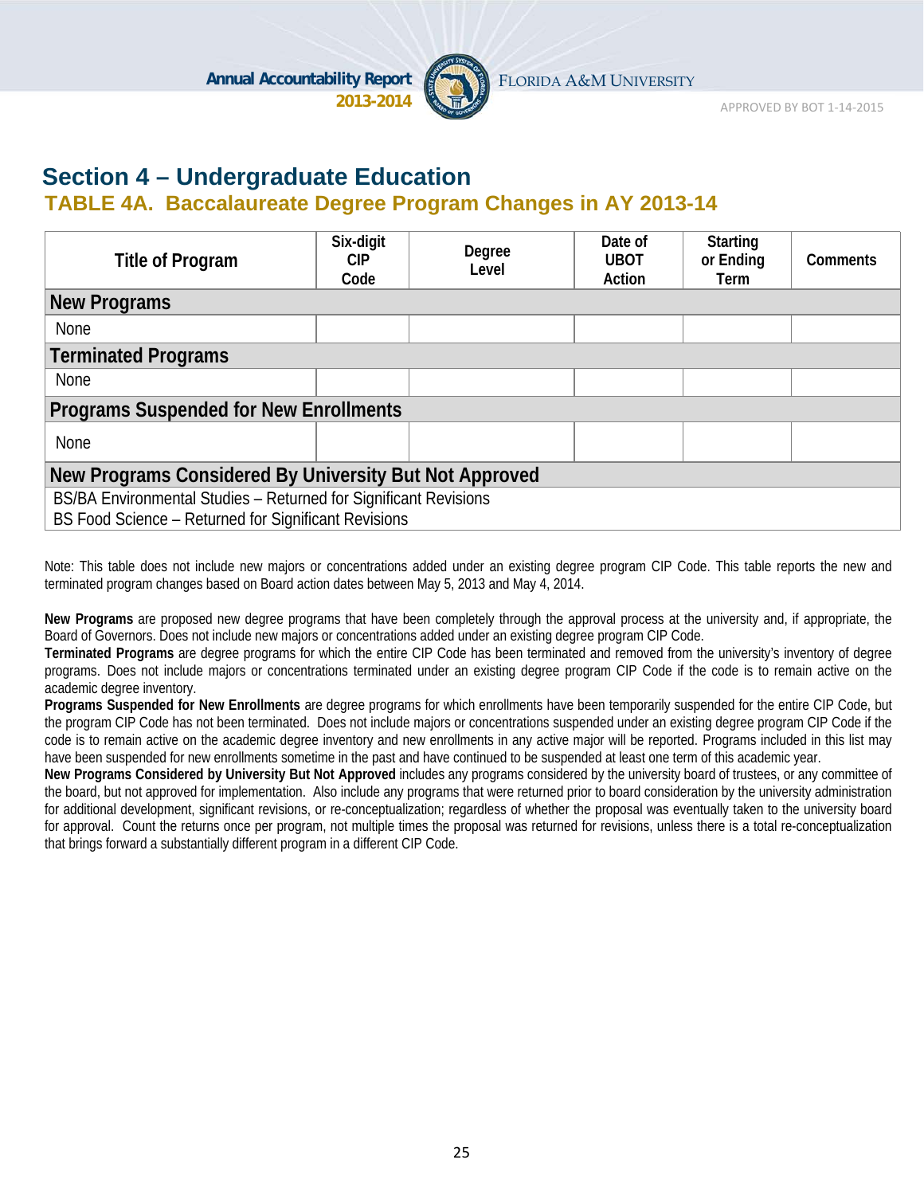## Section 4 – Undergraduate Education

### TABLE 4A. Baccalaureate Degree Program Changes in AY 2013-14

| Title of Program | Six-digit CIP Code | Degree Level | Date of UBOT Action | Starting or Ending Term | Comments |
|---|---|---|---|---|---|
| **New Programs** | | | | | |
| None | | | | | |
| **Terminated Programs** | | | | | |
| None | | | | | |
| **Programs Suspended for New Enrollments** | | | | | |
| None | | | | | |
| **New Programs Considered By University But Not Approved** | | | | | |
| BS/BA Environmental Studies – Returned for Significant Revisions | | | | | |
| BS Food Science – Returned for Significant Revisions | | | | | |

Note: This table does not include new majors or concentrations added under an existing degree program CIP Code. This table reports the new and terminated program changes based on Board action dates between May 5, 2013 and May 4, 2014.

**New Programs** are proposed new degree programs that have been completely through the approval process at the university and, if appropriate, the Board of Governors. Does not include new majors or concentrations added under an existing degree program CIP Code.
**Terminated Programs** are degree programs for which the entire CIP Code has been terminated and removed from the university's inventory of degree programs. Does not include majors or concentrations terminated under an existing degree program CIP Code if the code is to remain active on the academic degree inventory.
**Programs Suspended for New Enrollments** are degree programs for which enrollments have been temporarily suspended for the entire CIP Code, but the program CIP Code has not been terminated. Does not include majors or concentrations suspended under an existing degree program CIP Code if the code is to remain active on the academic degree inventory and new enrollments in any active major will be reported. Programs included in this list may have been suspended for new enrollments sometime in the past and have continued to be suspended at least one term of this academic year.
**New Programs Considered by University But Not Approved** includes any programs considered by the university board of trustees, or any committee of the board, but not approved for implementation. Also include any programs that were returned prior to board consideration by the university administration for additional development, significant revisions, or re-conceptualization; regardless of whether the proposal was eventually taken to the university board for approval. Count the returns once per program, not multiple times the proposal was returned for revisions, unless there is a total re-conceptualization that brings forward a substantially different program in a different CIP Code.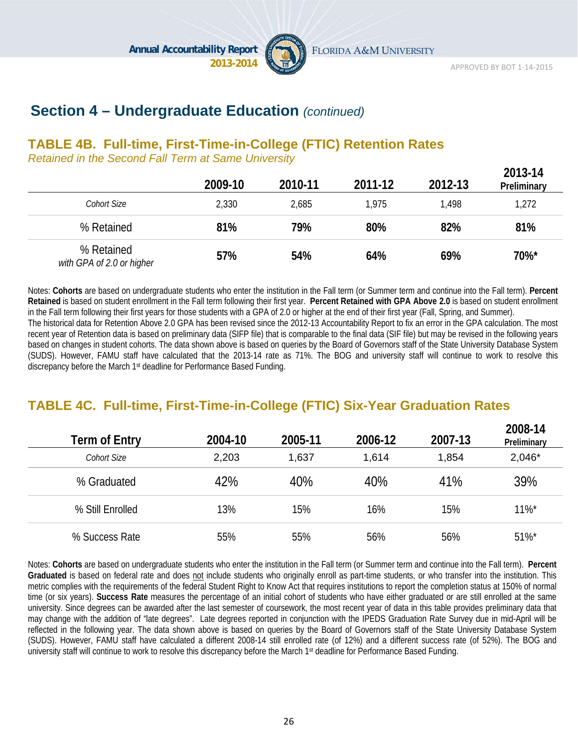## Section 4 – Undergraduate Education *(continued)*

### TABLE 4B. Full-time, First-Time-in-College (FTIC) Retention Rates

*Retained in the Second Fall Term at Same University*

| | 2009-10 | 2010-11 | 2011-12 | 2012-13 | 2013-14 Preliminary |
|---|---|---|---|---|---|
| *Cohort Size* | 2,330 | 2,685 | 1,975 | 1,498 | 1,272 |
| % Retained | **81%** | **79%** | **80%** | **82%** | **81%** |
| % Retained *with GPA of 2.0 or higher* | **57%** | **54%** | **64%** | **69%** | **70%*** |

Notes: **Cohorts** are based on undergraduate students who enter the institution in the Fall term (or Summer term and continue into the Fall term). **Percent Retained** is based on student enrollment in the Fall term following their first year. **Percent Retained with GPA Above 2.0** is based on student enrollment in the Fall term following their first years for those students with a GPA of 2.0 or higher at the end of their first year (Fall, Spring, and Summer).
The historical data for Retention Above 2.0 GPA has been revised since the 2012-13 Accountability Report to fix an error in the GPA calculation. The most recent year of Retention data is based on preliminary data (SIFP file) that is comparable to the final data (SIF file) but may be revised in the following years based on changes in student cohorts. The data shown above is based on queries by the Board of Governors staff of the State University Database System (SUDS). However, FAMU staff have calculated that the 2013-14 rate as 71%. The BOG and university staff will continue to work to resolve this discrepancy before the March 1st deadline for Performance Based Funding.

### TABLE 4C. Full-time, First-Time-in-College (FTIC) Six-Year Graduation Rates

| Term of Entry | 2004-10 | 2005-11 | 2006-12 | 2007-13 | 2008-14 Preliminary |
|---|---|---|---|---|---|
| *Cohort Size* | 2,203 | 1,637 | 1,614 | 1,854 | 2,046* |
| % Graduated | 42% | 40% | 40% | 41% | 39% |
| % Still Enrolled | 13% | 15% | 16% | 15% | 11%* |
| % Success Rate | 55% | 55% | 56% | 56% | 51%* |

Notes: **Cohorts** are based on undergraduate students who enter the institution in the Fall term (or Summer term and continue into the Fall term). **Percent Graduated** is based on federal rate and does not include students who originally enroll as part-time students, or who transfer into the institution. This metric complies with the requirements of the federal Student Right to Know Act that requires institutions to report the completion status at 150% of normal time (or six years). **Success Rate** measures the percentage of an initial cohort of students who have either graduated or are still enrolled at the same university. Since degrees can be awarded after the last semester of coursework, the most recent year of data in this table provides preliminary data that may change with the addition of "late degrees". Late degrees reported in conjunction with the IPEDS Graduation Rate Survey due in mid-April will be reflected in the following year. The data shown above is based on queries by the Board of Governors staff of the State University Database System (SUDS). However, FAMU staff have calculated a different 2008-14 still enrolled rate (of 12%) and a different success rate (of 52%). The BOG and university staff will continue to work to resolve this discrepancy before the March 1st deadline for Performance Based Funding.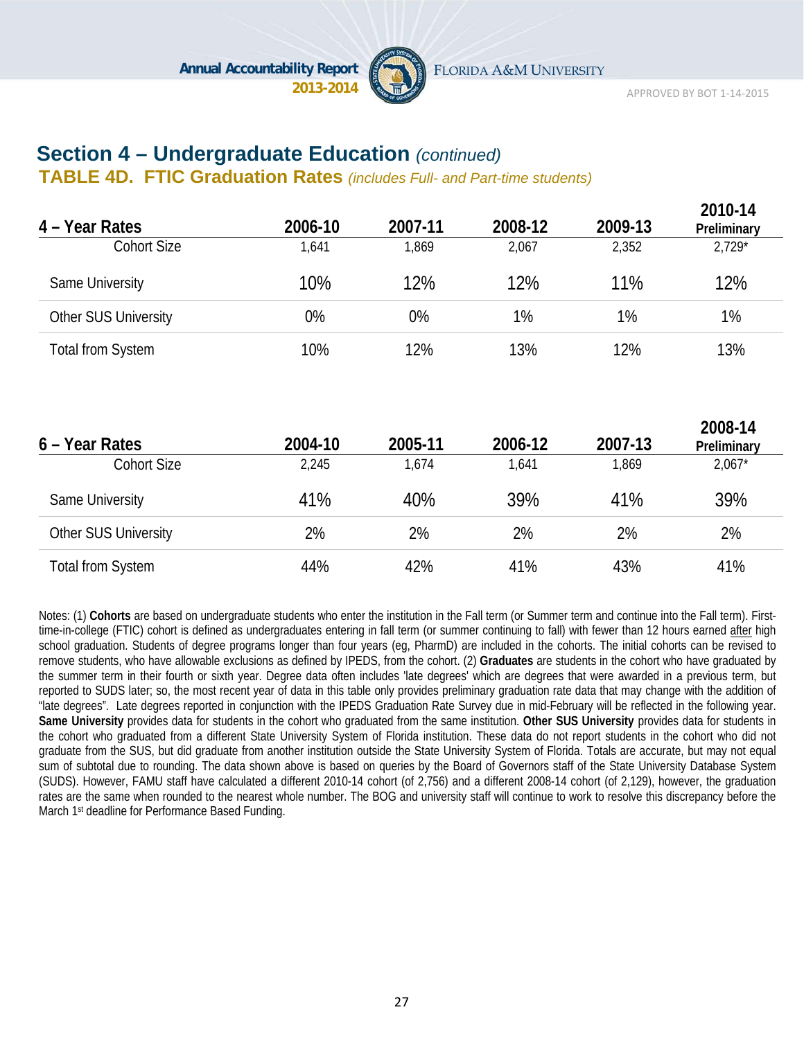## Section 4 – Undergraduate Education *(continued)*

### TABLE 4D. FTIC Graduation Rates *(includes Full- and Part-time students)*

| 4 – Year Rates | 2006-10 | 2007-11 | 2008-12 | 2009-13 | 2010-14 Preliminary |
|---|---|---|---|---|---|
| Cohort Size | 1,641 | 1,869 | 2,067 | 2,352 | 2,729* |
| Same University | 10% | 12% | 12% | 11% | 12% |
| Other SUS University | 0% | 0% | 1% | 1% | 1% |
| Total from System | 10% | 12% | 13% | 12% | 13% |

| 6 – Year Rates | 2004-10 | 2005-11 | 2006-12 | 2007-13 | 2008-14 Preliminary |
|---|---|---|---|---|---|
| Cohort Size | 2,245 | 1,674 | 1,641 | 1,869 | 2,067* |
| Same University | 41% | 40% | 39% | 41% | 39% |
| Other SUS University | 2% | 2% | 2% | 2% | 2% |
| Total from System | 44% | 42% | 41% | 43% | 41% |

Notes: (1) **Cohorts** are based on undergraduate students who enter the institution in the Fall term (or Summer term and continue into the Fall term). First-time-in-college (FTIC) cohort is defined as undergraduates entering in fall term (or summer continuing to fall) with fewer than 12 hours earned after high school graduation. Students of degree programs longer than four years (eg, PharmD) are included in the cohorts. The initial cohorts can be revised to remove students, who have allowable exclusions as defined by IPEDS, from the cohort. (2) **Graduates** are students in the cohort who have graduated by the summer term in their fourth or sixth year. Degree data often includes 'late degrees' which are degrees that were awarded in a previous term, but reported to SUDS later; so, the most recent year of data in this table only provides preliminary graduation rate data that may change with the addition of "late degrees". Late degrees reported in conjunction with the IPEDS Graduation Rate Survey due in mid-February will be reflected in the following year. **Same University** provides data for students in the cohort who graduated from the same institution. **Other SUS University** provides data for students in the cohort who graduated from a different State University System of Florida institution. These data do not report students in the cohort who did not graduate from the SUS, but did graduate from another institution outside the State University System of Florida. Totals are accurate, but may not equal sum of subtotal due to rounding. The data shown above is based on queries by the Board of Governors staff of the State University Database System (SUDS). However, FAMU staff have calculated a different 2010-14 cohort (of 2,756) and a different 2008-14 cohort (of 2,129), however, the graduation rates are the same when rounded to the nearest whole number. The BOG and university staff will continue to work to resolve this discrepancy before the March 1st deadline for Performance Based Funding.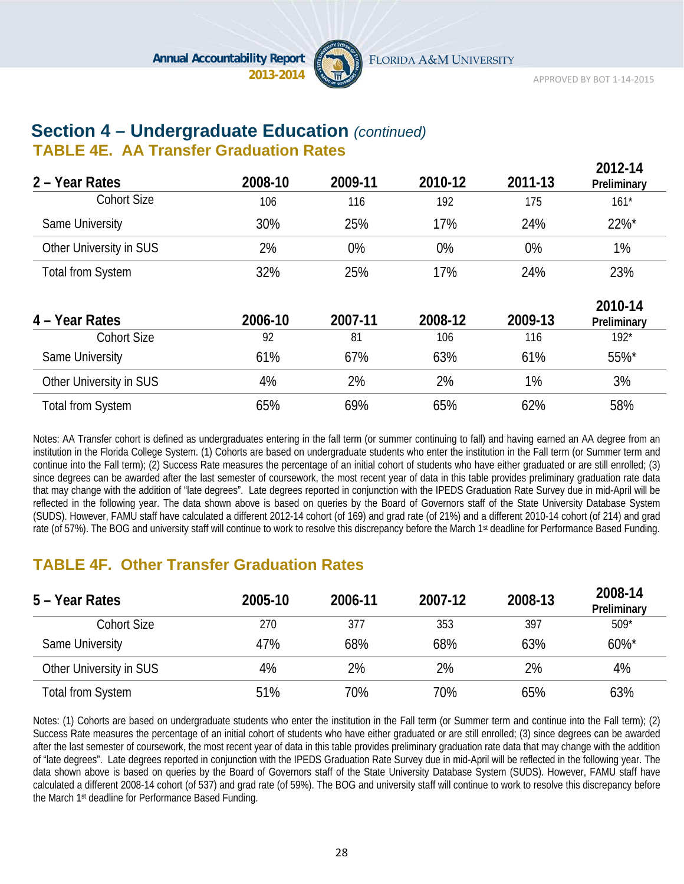## Section 4 – Undergraduate Education *(continued)*

### TABLE 4E. AA Transfer Graduation Rates

| 2 – Year Rates | 2008-10 | 2009-11 | 2010-12 | 2011-13 | 2012-14 Preliminary |
|---|---|---|---|---|---|
| Cohort Size | 106 | 116 | 192 | 175 | 161* |
| Same University | 30% | 25% | 17% | 24% | 22%* |
| Other University in SUS | 2% | 0% | 0% | 0% | 1% |
| Total from System | 32% | 25% | 17% | 24% | 23% |

| 4 – Year Rates | 2006-10 | 2007-11 | 2008-12 | 2009-13 | 2010-14 Preliminary |
|---|---|---|---|---|---|
| Cohort Size | 92 | 81 | 106 | 116 | 192* |
| Same University | 61% | 67% | 63% | 61% | 55%* |
| Other University in SUS | 4% | 2% | 2% | 1% | 3% |
| Total from System | 65% | 69% | 65% | 62% | 58% |

Notes: AA Transfer cohort is defined as undergraduates entering in the fall term (or summer continuing to fall) and having earned an AA degree from an institution in the Florida College System. (1) Cohorts are based on undergraduate students who enter the institution in the Fall term (or Summer term and continue into the Fall term); (2) Success Rate measures the percentage of an initial cohort of students who have either graduated or are still enrolled; (3) since degrees can be awarded after the last semester of coursework, the most recent year of data in this table provides preliminary graduation rate data that may change with the addition of "late degrees". Late degrees reported in conjunction with the IPEDS Graduation Rate Survey due in mid-April will be reflected in the following year. The data shown above is based on queries by the Board of Governors staff of the State University Database System (SUDS). However, FAMU staff have calculated a different 2012-14 cohort (of 169) and grad rate (of 21%) and a different 2010-14 cohort (of 214) and grad rate (of 57%). The BOG and university staff will continue to work to resolve this discrepancy before the March 1st deadline for Performance Based Funding.

### TABLE 4F. Other Transfer Graduation Rates

| 5 – Year Rates | 2005-10 | 2006-11 | 2007-12 | 2008-13 | 2008-14 Preliminary |
|---|---|---|---|---|---|
| Cohort Size | 270 | 377 | 353 | 397 | 509* |
| Same University | 47% | 68% | 68% | 63% | 60%* |
| Other University in SUS | 4% | 2% | 2% | 2% | 4% |
| Total from System | 51% | 70% | 70% | 65% | 63% |

Notes: (1) Cohorts are based on undergraduate students who enter the institution in the Fall term (or Summer term and continue into the Fall term); (2) Success Rate measures the percentage of an initial cohort of students who have either graduated or are still enrolled; (3) since degrees can be awarded after the last semester of coursework, the most recent year of data in this table provides preliminary graduation rate data that may change with the addition of "late degrees". Late degrees reported in conjunction with the IPEDS Graduation Rate Survey due in mid-April will be reflected in the following year. The data shown above is based on queries by the Board of Governors staff of the State University Database System (SUDS). However, FAMU staff have calculated a different 2008-14 cohort (of 537) and grad rate (of 59%). The BOG and university staff will continue to work to resolve this discrepancy before the March 1st deadline for Performance Based Funding.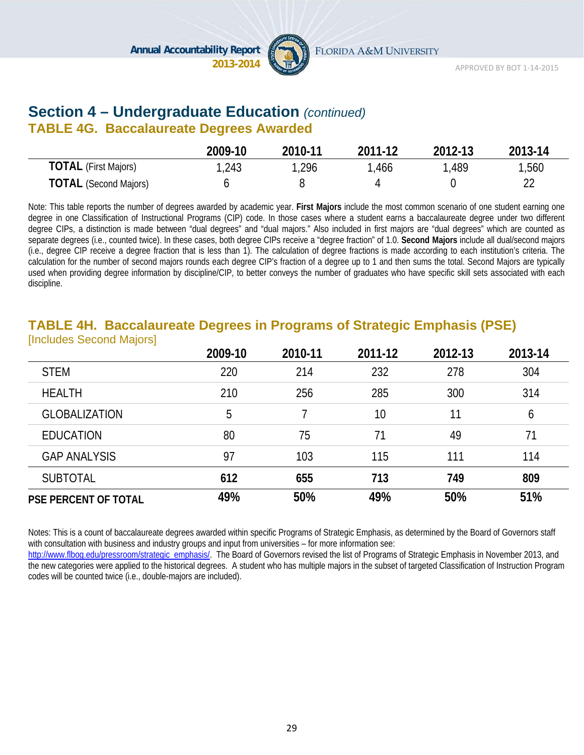## Section 4 – Undergraduate Education *(continued)*

### TABLE 4G. Baccalaureate Degrees Awarded

| | 2009-10 | 2010-11 | 2011-12 | 2012-13 | 2013-14 |
|---|---|---|---|---|---|
| **TOTAL** (First Majors) | 1,243 | 1,296 | 1,466 | 1,489 | 1,560 |
| **TOTAL** (Second Majors) | 6 | 8 | 4 | 0 | 22 |

Note: This table reports the number of degrees awarded by academic year. **First Majors** include the most common scenario of one student earning one degree in one Classification of Instructional Programs (CIP) code. In those cases where a student earns a baccalaureate degree under two different degree CIPs, a distinction is made between "dual degrees" and "dual majors." Also included in first majors are "dual degrees" which are counted as separate degrees (i.e., counted twice). In these cases, both degree CIPs receive a "degree fraction" of 1.0. **Second Majors** include all dual/second majors (i.e., degree CIP receive a degree fraction that is less than 1). The calculation of degree fractions is made according to each institution's criteria. The calculation for the number of second majors rounds each degree CIP's fraction of a degree up to 1 and then sums the total. Second Majors are typically used when providing degree information by discipline/CIP, to better conveys the number of graduates who have specific skill sets associated with each discipline.

### TABLE 4H. Baccalaureate Degrees in Programs of Strategic Emphasis (PSE)

[Includes Second Majors]

| | 2009-10 | 2010-11 | 2011-12 | 2012-13 | 2013-14 |
|---|---|---|---|---|---|
| STEM | 220 | 214 | 232 | 278 | 304 |
| HEALTH | 210 | 256 | 285 | 300 | 314 |
| GLOBALIZATION | 5 | 7 | 10 | 11 | 6 |
| EDUCATION | 80 | 75 | 71 | 49 | 71 |
| GAP ANALYSIS | 97 | 103 | 115 | 111 | 114 |
| SUBTOTAL | **612** | **655** | **713** | **749** | **809** |
| **PSE PERCENT OF TOTAL** | **49%** | **50%** | **49%** | **50%** | **51%** |

Notes: This is a count of baccalaureate degrees awarded within specific Programs of Strategic Emphasis, as determined by the Board of Governors staff with consultation with business and industry groups and input from universities – for more information see: http://www.flbog.edu/pressroom/strategic_emphasis/. The Board of Governors revised the list of Programs of Strategic Emphasis in November 2013, and the new categories were applied to the historical degrees. A student who has multiple majors in the subset of targeted Classification of Instruction Program codes will be counted twice (i.e., double-majors are included).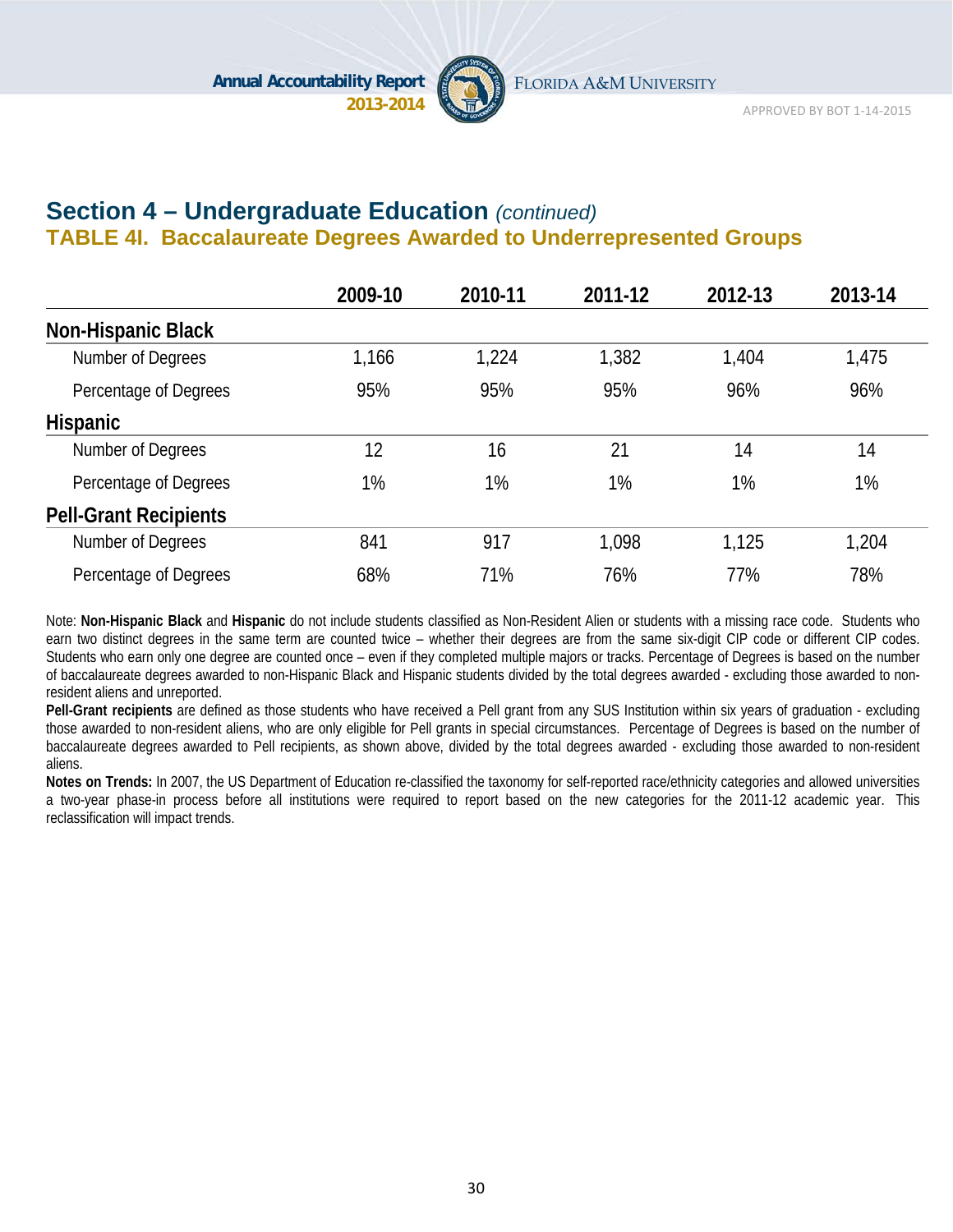## Section 4 – Undergraduate Education *(continued)*

### TABLE 4I. Baccalaureate Degrees Awarded to Underrepresented Groups

| | 2009-10 | 2010-11 | 2011-12 | 2012-13 | 2013-14 |
|---|---|---|---|---|---|
| **Non-Hispanic Black** | | | | | |
| Number of Degrees | 1,166 | 1,224 | 1,382 | 1,404 | 1,475 |
| Percentage of Degrees | 95% | 95% | 95% | 96% | 96% |
| **Hispanic** | | | | | |
| Number of Degrees | 12 | 16 | 21 | 14 | 14 |
| Percentage of Degrees | 1% | 1% | 1% | 1% | 1% |
| **Pell-Grant Recipients** | | | | | |
| Number of Degrees | 841 | 917 | 1,098 | 1,125 | 1,204 |
| Percentage of Degrees | 68% | 71% | 76% | 77% | 78% |

Note: **Non-Hispanic Black** and **Hispanic** do not include students classified as Non-Resident Alien or students with a missing race code. Students who earn two distinct degrees in the same term are counted twice – whether their degrees are from the same six-digit CIP code or different CIP codes. Students who earn only one degree are counted once – even if they completed multiple majors or tracks. Percentage of Degrees is based on the number of baccalaureate degrees awarded to non-Hispanic Black and Hispanic students divided by the total degrees awarded - excluding those awarded to non-resident aliens and unreported.

**Pell-Grant recipients** are defined as those students who have received a Pell grant from any SUS Institution within six years of graduation - excluding those awarded to non-resident aliens, who are only eligible for Pell grants in special circumstances. Percentage of Degrees is based on the number of baccalaureate degrees awarded to Pell recipients, as shown above, divided by the total degrees awarded - excluding those awarded to non-resident aliens.

**Notes on Trends:** In 2007, the US Department of Education re-classified the taxonomy for self-reported race/ethnicity categories and allowed universities a two-year phase-in process before all institutions were required to report based on the new categories for the 2011-12 academic year. This reclassification will impact trends.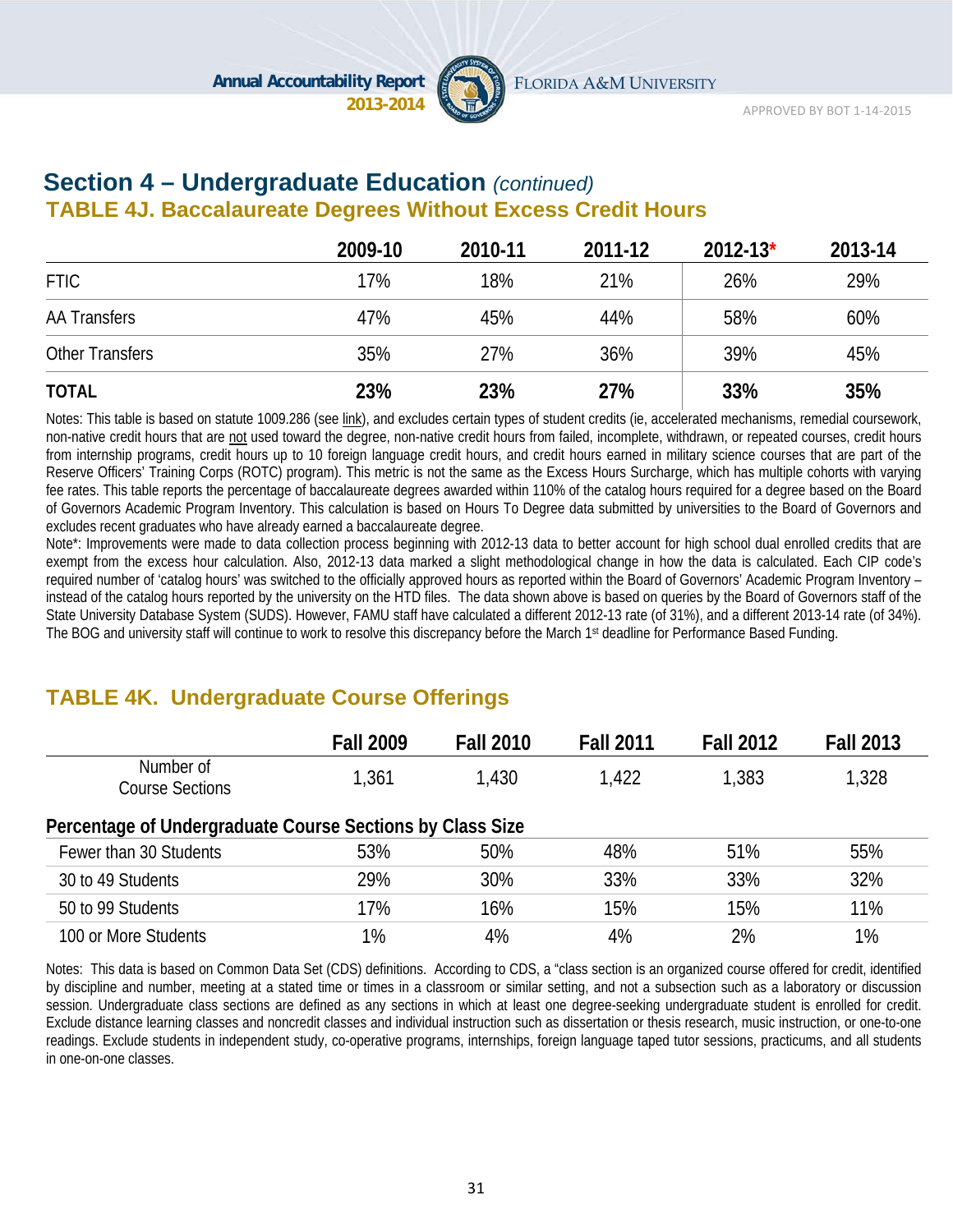## Section 4 – Undergraduate Education *(continued)*

### TABLE 4J. Baccalaureate Degrees Without Excess Credit Hours

| | 2009-10 | 2010-11 | 2011-12 | 2012-13* | 2013-14 |
|---|---|---|---|---|---|
| FTIC | 17% | 18% | 21% | 26% | 29% |
| AA Transfers | 47% | 45% | 44% | 58% | 60% |
| Other Transfers | 35% | 27% | 36% | 39% | 45% |
| **TOTAL** | **23%** | **23%** | **27%** | **33%** | **35%** |

Notes: This table is based on statute 1009.286 (see link), and excludes certain types of student credits (ie, accelerated mechanisms, remedial coursework, non-native credit hours that are not used toward the degree, non-native credit hours from failed, incomplete, withdrawn, or repeated courses, credit hours from internship programs, credit hours up to 10 foreign language credit hours, and credit hours earned in military science courses that are part of the Reserve Officers' Training Corps (ROTC) program). This metric is not the same as the Excess Hours Surcharge, which has multiple cohorts with varying fee rates. This table reports the percentage of baccalaureate degrees awarded within 110% of the catalog hours required for a degree based on the Board of Governors Academic Program Inventory. This calculation is based on Hours To Degree data submitted by universities to the Board of Governors and excludes recent graduates who have already earned a baccalaureate degree.

Note*: Improvements were made to data collection process beginning with 2012-13 data to better account for high school dual enrolled credits that are exempt from the excess hour calculation. Also, 2012-13 data marked a slight methodological change in how the data is calculated. Each CIP code's required number of 'catalog hours' was switched to the officially approved hours as reported within the Board of Governors' Academic Program Inventory – instead of the catalog hours reported by the university on the HTD files. The data shown above is based on queries by the Board of Governors staff of the State University Database System (SUDS). However, FAMU staff have calculated a different 2012-13 rate (of 31%), and a different 2013-14 rate (of 34%). The BOG and university staff will continue to work to resolve this discrepancy before the March 1st deadline for Performance Based Funding.

### TABLE 4K. Undergraduate Course Offerings

| | Fall 2009 | Fall 2010 | Fall 2011 | Fall 2012 | Fall 2013 |
|---|---|---|---|---|---|
| Number of Course Sections | 1,361 | 1,430 | 1,422 | 1,383 | 1,328 |
| **Percentage of Undergraduate Course Sections by Class Size** | | | | | |
| Fewer than 30 Students | 53% | 50% | 48% | 51% | 55% |
| 30 to 49 Students | 29% | 30% | 33% | 33% | 32% |
| 50 to 99 Students | 17% | 16% | 15% | 15% | 11% |
| 100 or More Students | 1% | 4% | 4% | 2% | 1% |

Notes: This data is based on Common Data Set (CDS) definitions. According to CDS, a "class section is an organized course offered for credit, identified by discipline and number, meeting at a stated time or times in a classroom or similar setting, and not a subsection such as a laboratory or discussion session. Undergraduate class sections are defined as any sections in which at least one degree-seeking undergraduate student is enrolled for credit. Exclude distance learning classes and noncredit classes and individual instruction such as dissertation or thesis research, music instruction, or one-to-one readings. Exclude students in independent study, co-operative programs, internships, foreign language taped tutor sessions, practicums, and all students in one-on-one classes.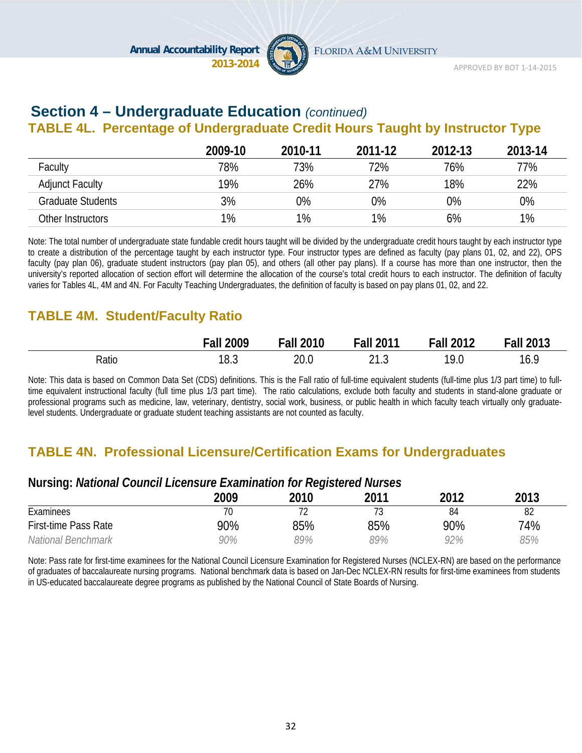## Section 4 – Undergraduate Education *(continued)*

### TABLE 4L. Percentage of Undergraduate Credit Hours Taught by Instructor Type

| | 2009-10 | 2010-11 | 2011-12 | 2012-13 | 2013-14 |
|---|---|---|---|---|---|
| Faculty | 78% | 73% | 72% | 76% | 77% |
| Adjunct Faculty | 19% | 26% | 27% | 18% | 22% |
| Graduate Students | 3% | 0% | 0% | 0% | 0% |
| Other Instructors | 1% | 1% | 1% | 6% | 1% |

Note: The total number of undergraduate state fundable credit hours taught will be divided by the undergraduate credit hours taught by each instructor type to create a distribution of the percentage taught by each instructor type. Four instructor types are defined as faculty (pay plans 01, 02, and 22), OPS faculty (pay plan 06), graduate student instructors (pay plan 05), and others (all other pay plans). If a course has more than one instructor, then the university's reported allocation of section effort will determine the allocation of the course's total credit hours to each instructor. The definition of faculty varies for Tables 4L, 4M and 4N. For Faculty Teaching Undergraduates, the definition of faculty is based on pay plans 01, 02, and 22.

### TABLE 4M. Student/Faculty Ratio

| | Fall 2009 | Fall 2010 | Fall 2011 | Fall 2012 | Fall 2013 |
|---|---|---|---|---|---|
| Ratio | 18.3 | 20.0 | 21.3 | 19.0 | 16.9 |

Note: This data is based on Common Data Set (CDS) definitions. This is the Fall ratio of full-time equivalent students (full-time plus 1/3 part time) to full-time equivalent instructional faculty (full time plus 1/3 part time). The ratio calculations, exclude both faculty and students in stand-alone graduate or professional programs such as medicine, law, veterinary, dentistry, social work, business, or public health in which faculty teach virtually only graduate-level students. Undergraduate or graduate student teaching assistants are not counted as faculty.

### TABLE 4N. Professional Licensure/Certification Exams for Undergraduates

**Nursing: *National Council Licensure Examination for Registered Nurses***

| | 2009 | 2010 | 2011 | 2012 | 2013 |
|---|---|---|---|---|---|
| Examinees | 70 | 72 | 73 | 84 | 82 |
| First-time Pass Rate | 90% | 85% | 85% | 90% | 74% |
| *National Benchmark* | *90%* | *89%* | *89%* | *92%* | *85%* |

Note: Pass rate for first-time examinees for the National Council Licensure Examination for Registered Nurses (NCLEX-RN) are based on the performance of graduates of baccalaureate nursing programs. National benchmark data is based on Jan-Dec NCLEX-RN results for first-time examinees from students in US-educated baccalaureate degree programs as published by the National Council of State Boards of Nursing.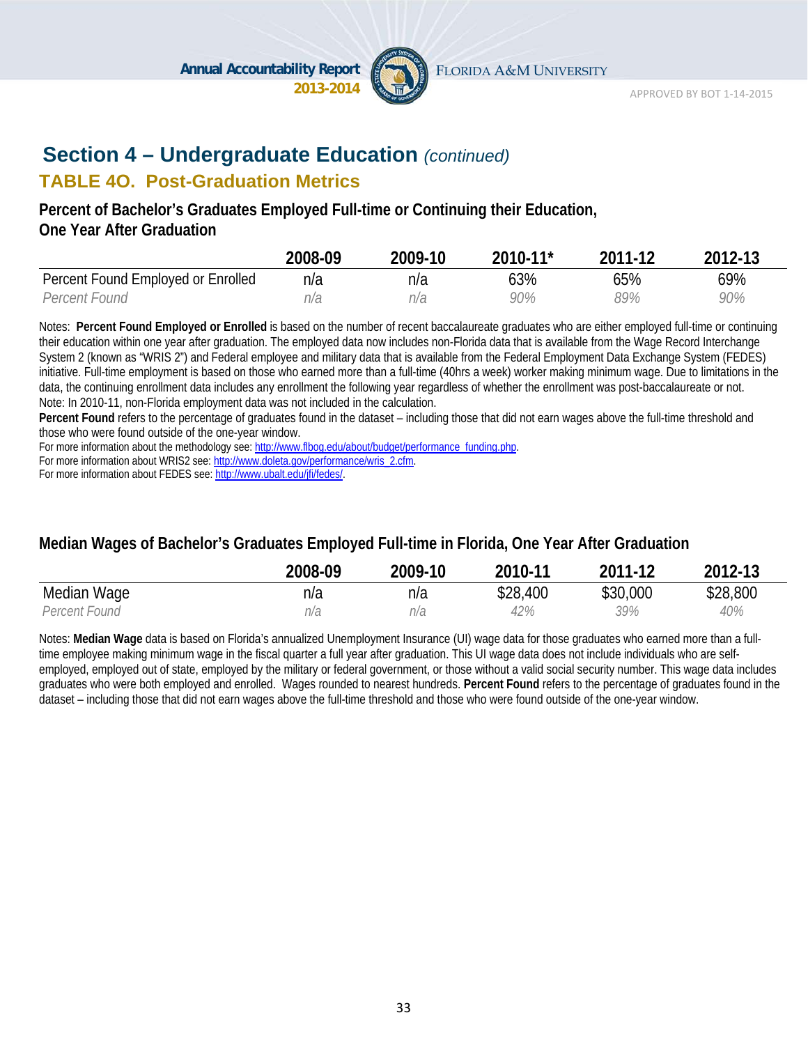## Section 4 – Undergraduate Education *(continued)*

### TABLE 4O. Post-Graduation Metrics

**Percent of Bachelor's Graduates Employed Full-time or Continuing their Education, One Year After Graduation**

| | 2008-09 | 2009-10 | 2010-11* | 2011-12 | 2012-13 |
|---|---|---|---|---|---|
| Percent Found Employed or Enrolled | n/a | n/a | 63% | 65% | 69% |
| *Percent Found* | *n/a* | *n/a* | *90%* | *89%* | *90%* |

Notes: **Percent Found Employed or Enrolled** is based on the number of recent baccalaureate graduates who are either employed full-time or continuing their education within one year after graduation. The employed data now includes non-Florida data that is available from the Wage Record Interchange System 2 (known as "WRIS 2") and Federal employee and military data that is available from the Federal Employment Data Exchange System (FEDES) initiative. Full-time employment is based on those who earned more than a full-time (40hrs a week) worker making minimum wage. Due to limitations in the data, the continuing enrollment data includes any enrollment the following year regardless of whether the enrollment was post-baccalaureate or not.
Note: In 2010-11, non-Florida employment data was not included in the calculation.
**Percent Found** refers to the percentage of graduates found in the dataset – including those that did not earn wages above the full-time threshold and those who were found outside of the one-year window.
For more information about the methodology see: http://www.flbog.edu/about/budget/performance_funding.php.
For more information about WRIS2 see: http://www.doleta.gov/performance/wris_2.cfm.
For more information about FEDES see: http://www.ubalt.edu/jfi/fedes/.

**Median Wages of Bachelor's Graduates Employed Full-time in Florida, One Year After Graduation**

| | 2008-09 | 2009-10 | 2010-11 | 2011-12 | 2012-13 |
|---|---|---|---|---|---|
| Median Wage | n/a | n/a | $28,400 | $30,000 | $28,800 |
| *Percent Found* | *n/a* | *n/a* | *42%* | *39%* | *40%* |

Notes: **Median Wage** data is based on Florida's annualized Unemployment Insurance (UI) wage data for those graduates who earned more than a full-time employee making minimum wage in the fiscal quarter a full year after graduation. This UI wage data does not include individuals who are self-employed, employed out of state, employed by the military or federal government, or those without a valid social security number. This wage data includes graduates who were both employed and enrolled. Wages rounded to nearest hundreds. **Percent Found** refers to the percentage of graduates found in the dataset – including those that did not earn wages above the full-time threshold and those who were found outside of the one-year window.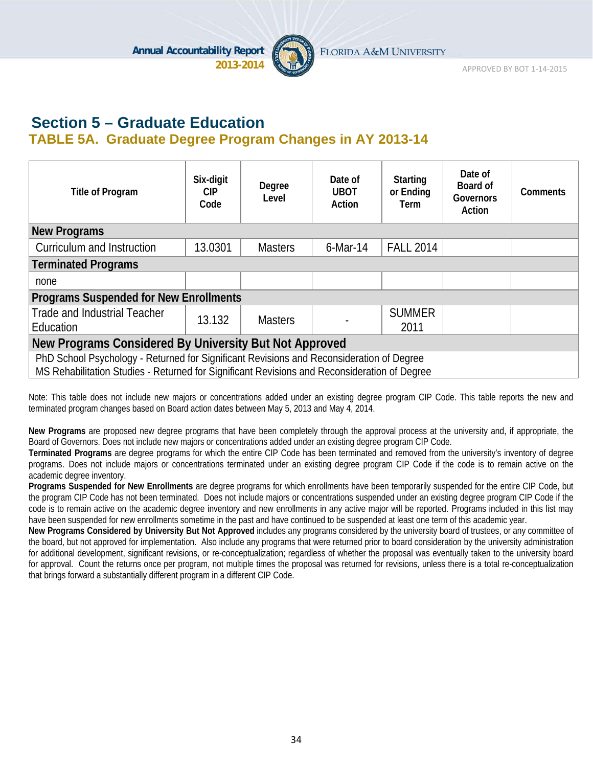# Section 5 – Graduate Education

## TABLE 5A. Graduate Degree Program Changes in AY 2013-14

| Title of Program | Six-digit CIP Code | Degree Level | Date of UBOT Action | Starting or Ending Term | Date of Board of Governors Action | Comments |
|---|---|---|---|---|---|---|
| **New Programs** | | | | | | |
| Curriculum and Instruction | 13.0301 | Masters | 6-Mar-14 | FALL 2014 | | |
| **Terminated Programs** | | | | | | |
| none | | | | | | |
| **Programs Suspended for New Enrollments** | | | | | | |
| Trade and Industrial Teacher Education | 13.132 | Masters | - | SUMMER 2011 | | |
| **New Programs Considered By University But Not Approved** | | | | | | |
| PhD School Psychology - Returned for Significant Revisions and Reconsideration of Degree | | | | | | |
| MS Rehabilitation Studies - Returned for Significant Revisions and Reconsideration of Degree | | | | | | |

Note: This table does not include new majors or concentrations added under an existing degree program CIP Code. This table reports the new and terminated program changes based on Board action dates between May 5, 2013 and May 4, 2014.

**New Programs** are proposed new degree programs that have been completely through the approval process at the university and, if appropriate, the Board of Governors. Does not include new majors or concentrations added under an existing degree program CIP Code.

**Terminated Programs** are degree programs for which the entire CIP Code has been terminated and removed from the university's inventory of degree programs. Does not include majors or concentrations terminated under an existing degree program CIP Code if the code is to remain active on the academic degree inventory.

**Programs Suspended for New Enrollments** are degree programs for which enrollments have been temporarily suspended for the entire CIP Code, but the program CIP Code has not been terminated. Does not include majors or concentrations suspended under an existing degree program CIP Code if the code is to remain active on the academic degree inventory and new enrollments in any active major will be reported. Programs included in this list may have been suspended for new enrollments sometime in the past and have continued to be suspended at least one term of this academic year.

**New Programs Considered by University But Not Approved** includes any programs considered by the university board of trustees, or any committee of the board, but not approved for implementation. Also include any programs that were returned prior to board consideration by the university administration for additional development, significant revisions, or re-conceptualization; regardless of whether the proposal was eventually taken to the university board for approval. Count the returns once per program, not multiple times the proposal was returned for revisions, unless there is a total re-conceptualization that brings forward a substantially different program in a different CIP Code.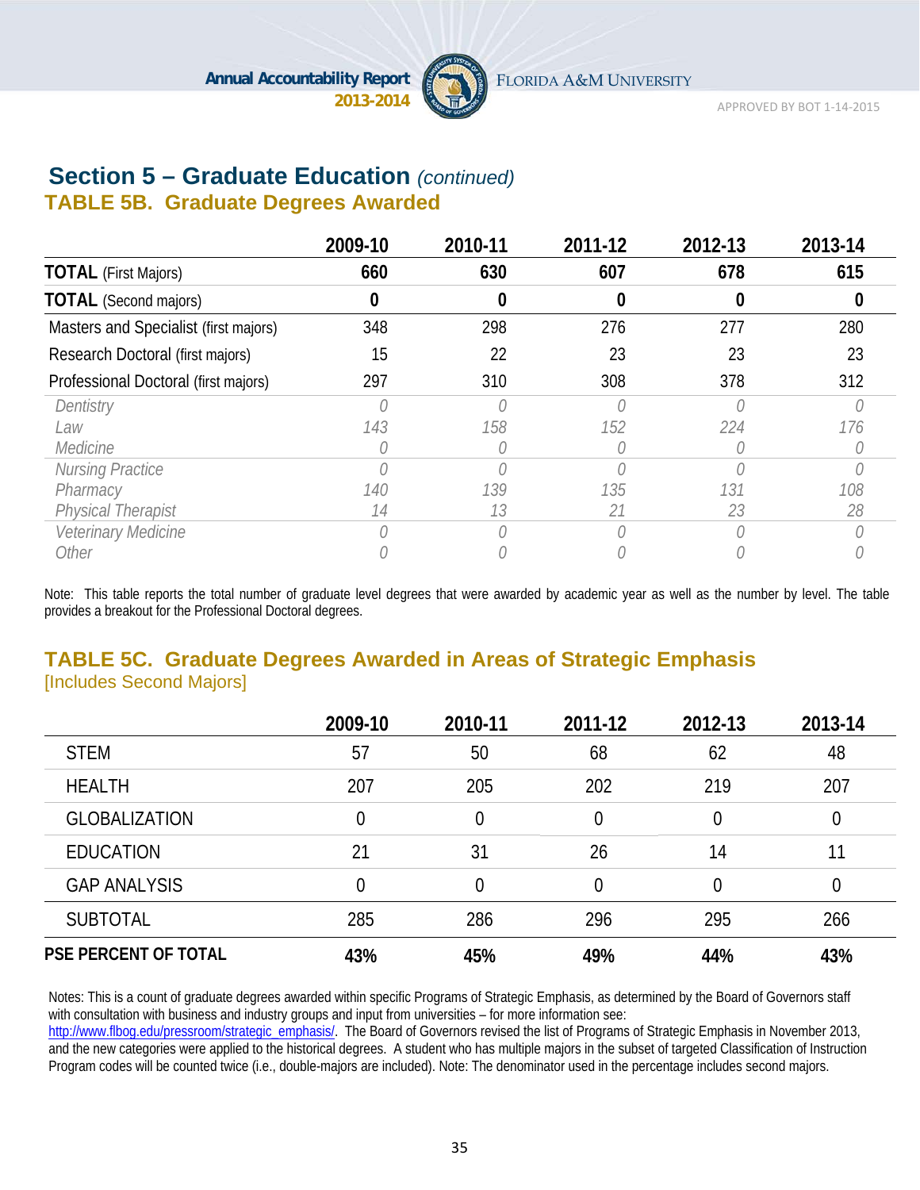## Section 5 – Graduate Education *(continued)*

### TABLE 5B. Graduate Degrees Awarded

| | 2009-10 | 2010-11 | 2011-12 | 2012-13 | 2013-14 |
|---|---|---|---|---|---|
| **TOTAL** (First Majors) | **660** | **630** | **607** | **678** | **615** |
| **TOTAL** (Second majors) | **0** | **0** | **0** | **0** | **0** |
| Masters and Specialist (first majors) | 348 | 298 | 276 | 277 | 280 |
| Research Doctoral (first majors) | 15 | 22 | 23 | 23 | 23 |
| Professional Doctoral (first majors) | 297 | 310 | 308 | 378 | 312 |
| *Dentistry* | *0* | *0* | *0* | *0* | *0* |
| *Law* | *143* | *158* | *152* | *224* | *176* |
| *Medicine* | *0* | *0* | *0* | *0* | *0* |
| *Nursing Practice* | *0* | *0* | *0* | *0* | *0* |
| *Pharmacy* | *140* | *139* | *135* | *131* | *108* |
| *Physical Therapist* | *14* | *13* | *21* | *23* | *28* |
| *Veterinary Medicine* | *0* | *0* | *0* | *0* | *0* |
| *Other* | *0* | *0* | *0* | *0* | *0* |

Note: This table reports the total number of graduate level degrees that were awarded by academic year as well as the number by level. The table provides a breakout for the Professional Doctoral degrees.

### TABLE 5C. Graduate Degrees Awarded in Areas of Strategic Emphasis

[Includes Second Majors]

| | 2009-10 | 2010-11 | 2011-12 | 2012-13 | 2013-14 |
|---|---|---|---|---|---|
| STEM | 57 | 50 | 68 | 62 | 48 |
| HEALTH | 207 | 205 | 202 | 219 | 207 |
| GLOBALIZATION | 0 | 0 | 0 | 0 | 0 |
| EDUCATION | 21 | 31 | 26 | 14 | 11 |
| GAP ANALYSIS | 0 | 0 | 0 | 0 | 0 |
| SUBTOTAL | 285 | 286 | 296 | 295 | 266 |
| **PSE PERCENT OF TOTAL** | **43%** | **45%** | **49%** | **44%** | **43%** |

Notes: This is a count of graduate degrees awarded within specific Programs of Strategic Emphasis, as determined by the Board of Governors staff with consultation with business and industry groups and input from universities – for more information see: http://www.flbog.edu/pressroom/strategic_emphasis/. The Board of Governors revised the list of Programs of Strategic Emphasis in November 2013, and the new categories were applied to the historical degrees. A student who has multiple majors in the subset of targeted Classification of Instruction Program codes will be counted twice (i.e., double-majors are included). Note: The denominator used in the percentage includes second majors.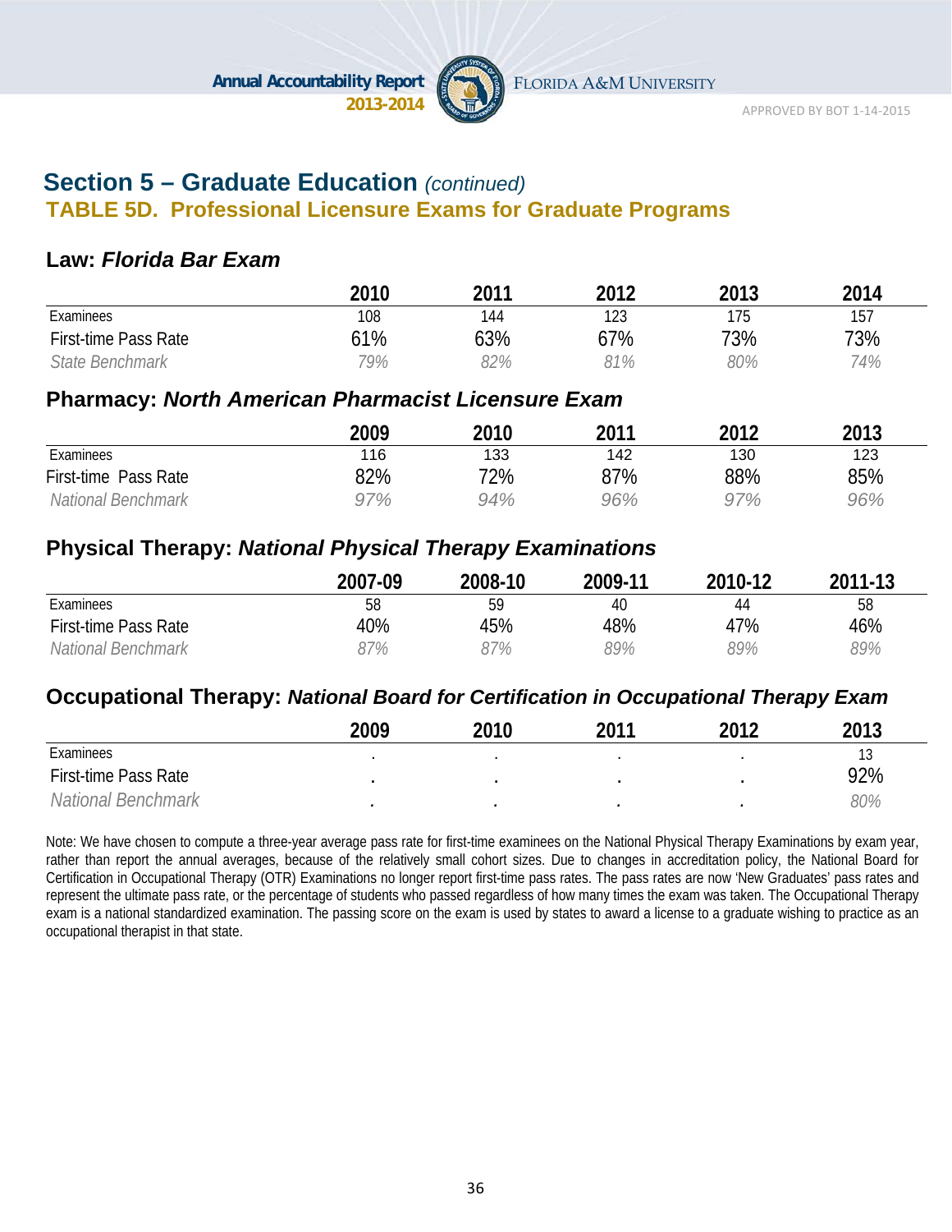## Section 5 – Graduate Education *(continued)*

### TABLE 5D. Professional Licensure Exams for Graduate Programs

#### Law: *Florida Bar Exam*

| | 2010 | 2011 | 2012 | 2013 | 2014 |
|---|---|---|---|---|---|
| Examinees | 108 | 144 | 123 | 175 | 157 |
| First-time Pass Rate | 61% | 63% | 67% | 73% | 73% |
| *State Benchmark* | *79%* | *82%* | *81%* | *80%* | *74%* |

#### Pharmacy: *North American Pharmacist Licensure Exam*

| | 2009 | 2010 | 2011 | 2012 | 2013 |
|---|---|---|---|---|---|
| Examinees | 116 | 133 | 142 | 130 | 123 |
| First-time Pass Rate | 82% | 72% | 87% | 88% | 85% |
| *National Benchmark* | *97%* | *94%* | *96%* | *97%* | *96%* |

#### Physical Therapy: *National Physical Therapy Examinations*

| | 2007-09 | 2008-10 | 2009-11 | 2010-12 | 2011-13 |
|---|---|---|---|---|---|
| Examinees | 58 | 59 | 40 | 44 | 58 |
| First-time Pass Rate | 40% | 45% | 48% | 47% | 46% |
| *National Benchmark* | *87%* | *87%* | *89%* | *89%* | *89%* |

#### Occupational Therapy: *National Board for Certification in Occupational Therapy Exam*

| | 2009 | 2010 | 2011 | 2012 | 2013 |
|---|---|---|---|---|---|
| Examinees | . | . | . | . | 13 |
| First-time Pass Rate | . | . | . | . | 92% |
| *National Benchmark* | . | . | . | . | *80%* |

Note: We have chosen to compute a three-year average pass rate for first-time examinees on the National Physical Therapy Examinations by exam year, rather than report the annual averages, because of the relatively small cohort sizes. Due to changes in accreditation policy, the National Board for Certification in Occupational Therapy (OTR) Examinations no longer report first-time pass rates. The pass rates are now 'New Graduates' pass rates and represent the ultimate pass rate, or the percentage of students who passed regardless of how many times the exam was taken. The Occupational Therapy exam is a national standardized examination. The passing score on the exam is used by states to award a license to a graduate wishing to practice as an occupational therapist in that state.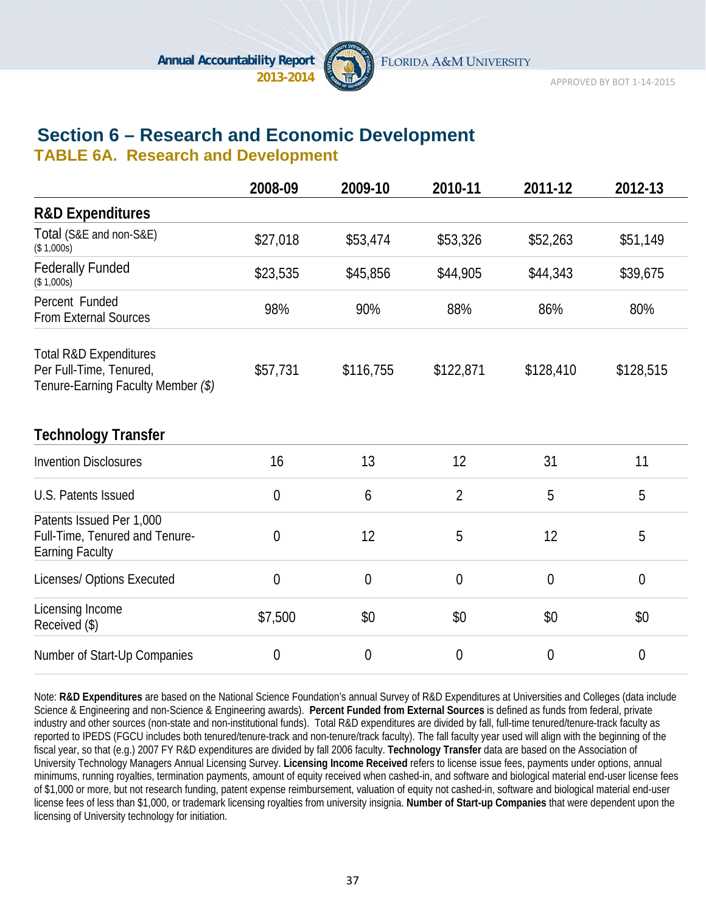## Section 6 – Research and Economic Development

### TABLE 6A. Research and Development

| | 2008-09 | 2009-10 | 2010-11 | 2011-12 | 2012-13 |
|---|---|---|---|---|---|
| **R&D Expenditures** | | | | | |
| Total (S&E and non-S&E) ($ 1,000s) | $27,018 | $53,474 | $53,326 | $52,263 | $51,149 |
| Federally Funded ($ 1,000s) | $23,535 | $45,856 | $44,905 | $44,343 | $39,675 |
| Percent Funded From External Sources | 98% | 90% | 88% | 86% | 80% |
| Total R&D Expenditures Per Full-Time, Tenured, Tenure-Earning Faculty Member *($)* | $57,731 | $116,755 | $122,871 | $128,410 | $128,515 |
| **Technology Transfer** | | | | | |
| Invention Disclosures | 16 | 13 | 12 | 31 | 11 |
| U.S. Patents Issued | 0 | 6 | 2 | 5 | 5 |
| Patents Issued Per 1,000 Full-Time, Tenured and Tenure-Earning Faculty | 0 | 12 | 5 | 12 | 5 |
| Licenses/ Options Executed | 0 | 0 | 0 | 0 | 0 |
| Licensing Income Received ($) | $7,500 | $0 | $0 | $0 | $0 |
| Number of Start-Up Companies | 0 | 0 | 0 | 0 | 0 |

Note: **R&D Expenditures** are based on the National Science Foundation's annual Survey of R&D Expenditures at Universities and Colleges (data include Science & Engineering and non-Science & Engineering awards). **Percent Funded from External Sources** is defined as funds from federal, private industry and other sources (non-state and non-institutional funds). Total R&D expenditures are divided by fall, full-time tenured/tenure-track faculty as reported to IPEDS (FGCU includes both tenured/tenure-track and non-tenure/track faculty). The fall faculty year used will align with the beginning of the fiscal year, so that (e.g.) 2007 FY R&D expenditures are divided by fall 2006 faculty. **Technology Transfer** data are based on the Association of University Technology Managers Annual Licensing Survey. **Licensing Income Received** refers to license issue fees, payments under options, annual minimums, running royalties, termination payments, amount of equity received when cashed-in, and software and biological material end-user license fees of $1,000 or more, but not research funding, patent expense reimbursement, valuation of equity not cashed-in, software and biological material end-user license fees of less than $1,000, or trademark licensing royalties from university insignia. **Number of Start-up Companies** that were dependent upon the licensing of University technology for initiation.